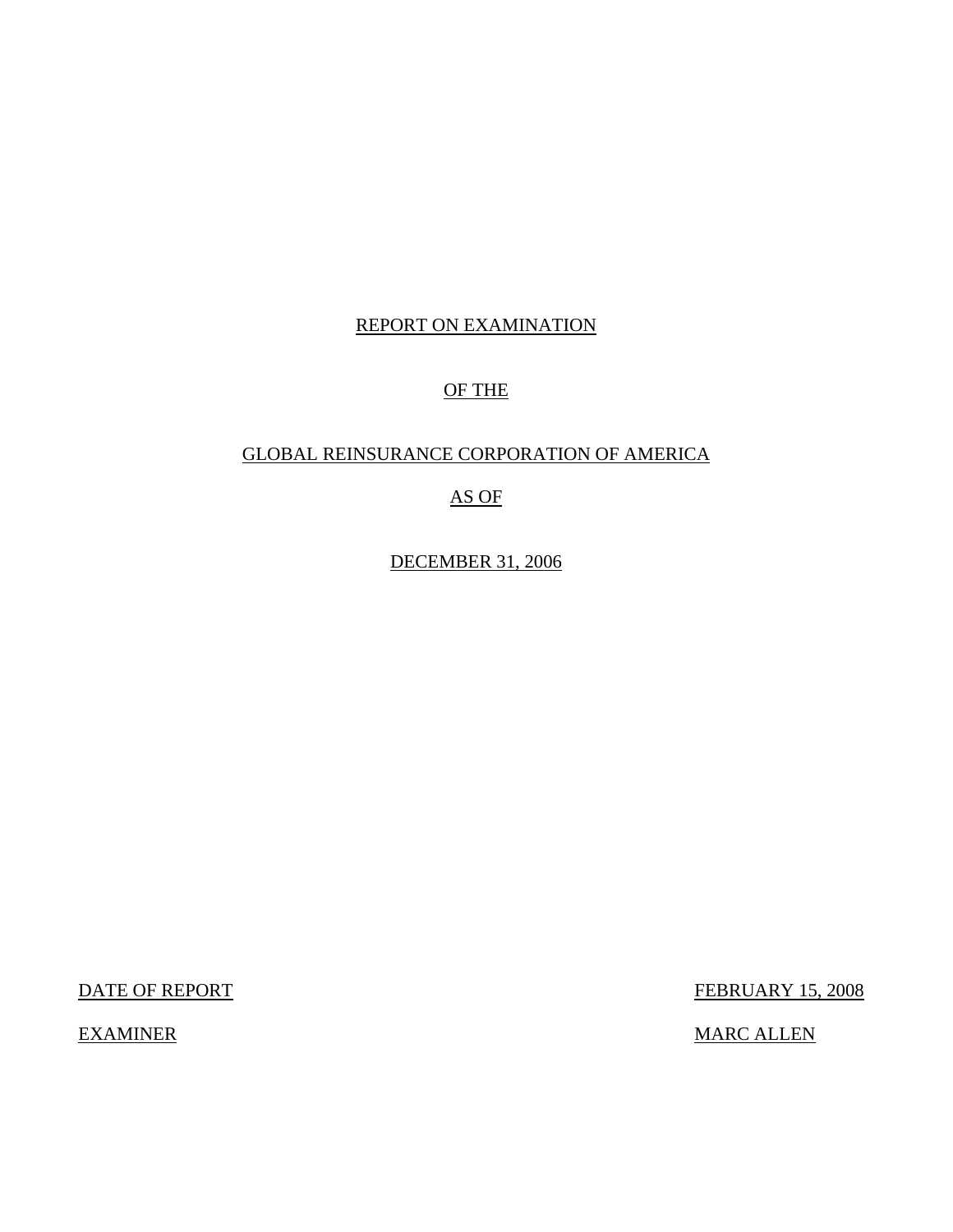# REPORT ON EXAMINATION

# OF THE

# GLOBAL REINSURANCE CORPORATION OF AMERICA

# AS OF

# DECEMBER 31, 2006

DATE OF REPORT FEBRUARY 15, 2008

EXAMINER MARC ALLEN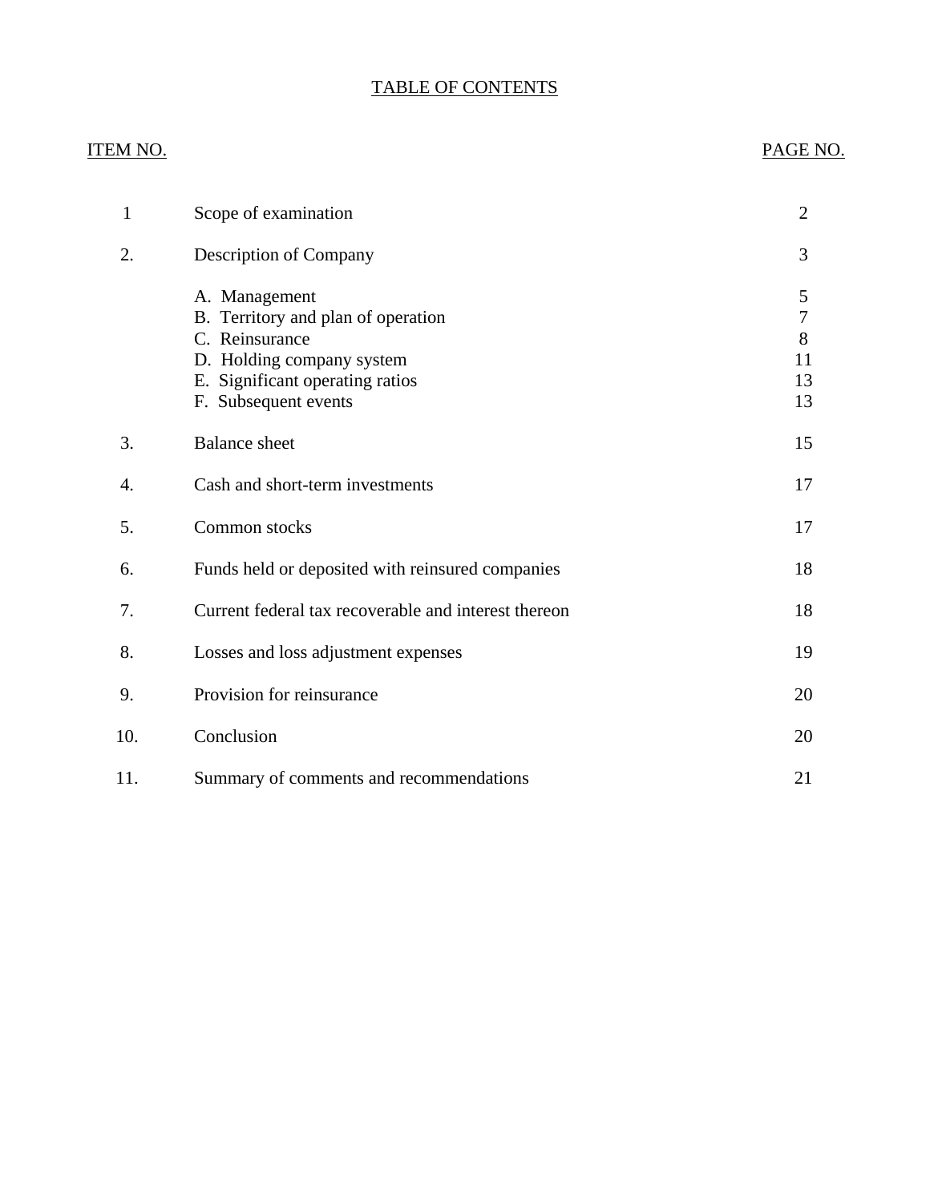# TABLE OF CONTENTS

| ITEM NO. | | PAGE NO. |
|---|---|---|
| 1 | Scope of examination | 2 |
| 2. | Description of Company | 3 |
| | A. Management | 5 |
| | B. Territory and plan of operation | 7 |
| | C. Reinsurance | 8 |
| | D. Holding company system | 11 |
| | E. Significant operating ratios | 13 |
| | F. Subsequent events | 13 |
| 3. | Balance sheet | 15 |
| 4. | Cash and short-term investments | 17 |
| 5. | Common stocks | 17 |
| 6. | Funds held or deposited with reinsured companies | 18 |
| 7. | Current federal tax recoverable and interest thereon | 18 |
| 8. | Losses and loss adjustment expenses | 19 |
| 9. | Provision for reinsurance | 20 |
| 10. | Conclusion | 20 |
| 11. | Summary of comments and recommendations | 21 |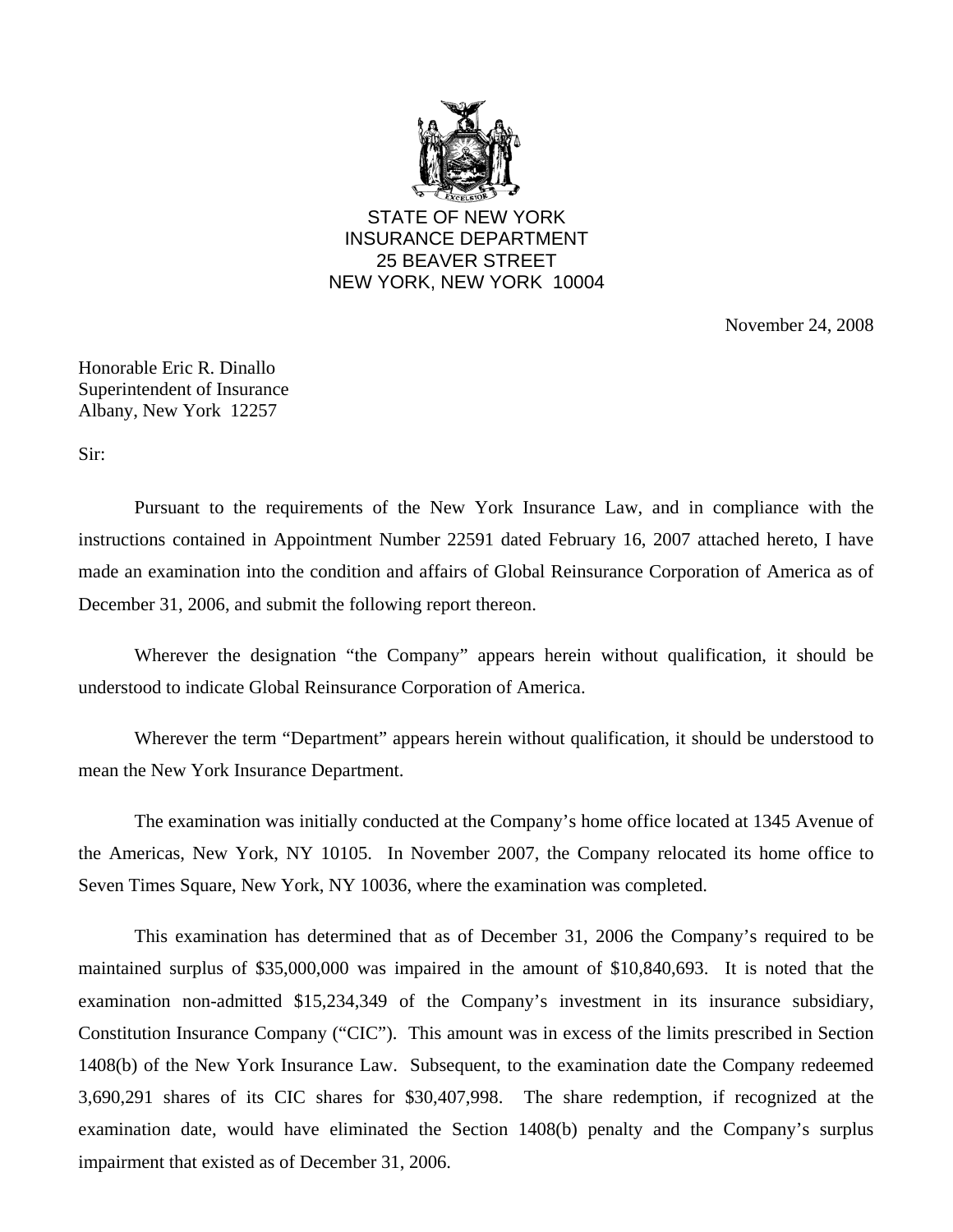STATE OF NEW YORK
INSURANCE DEPARTMENT
25 BEAVER STREET
NEW YORK, NEW YORK 10004

November 24, 2008

Honorable Eric R. Dinallo
Superintendent of Insurance
Albany, New York 12257

Sir:

Pursuant to the requirements of the New York Insurance Law, and in compliance with the instructions contained in Appointment Number 22591 dated February 16, 2007 attached hereto, I have made an examination into the condition and affairs of Global Reinsurance Corporation of America as of December 31, 2006, and submit the following report thereon.

Wherever the designation "the Company" appears herein without qualification, it should be understood to indicate Global Reinsurance Corporation of America.

Wherever the term "Department" appears herein without qualification, it should be understood to mean the New York Insurance Department.

The examination was initially conducted at the Company's home office located at 1345 Avenue of the Americas, New York, NY 10105. In November 2007, the Company relocated its home office to Seven Times Square, New York, NY 10036, where the examination was completed.

This examination has determined that as of December 31, 2006 the Company's required to be maintained surplus of $35,000,000 was impaired in the amount of $10,840,693. It is noted that the examination non-admitted $15,234,349 of the Company's investment in its insurance subsidiary, Constitution Insurance Company ("CIC"). This amount was in excess of the limits prescribed in Section 1408(b) of the New York Insurance Law. Subsequent, to the examination date the Company redeemed 3,690,291 shares of its CIC shares for $30,407,998. The share redemption, if recognized at the examination date, would have eliminated the Section 1408(b) penalty and the Company's surplus impairment that existed as of December 31, 2006.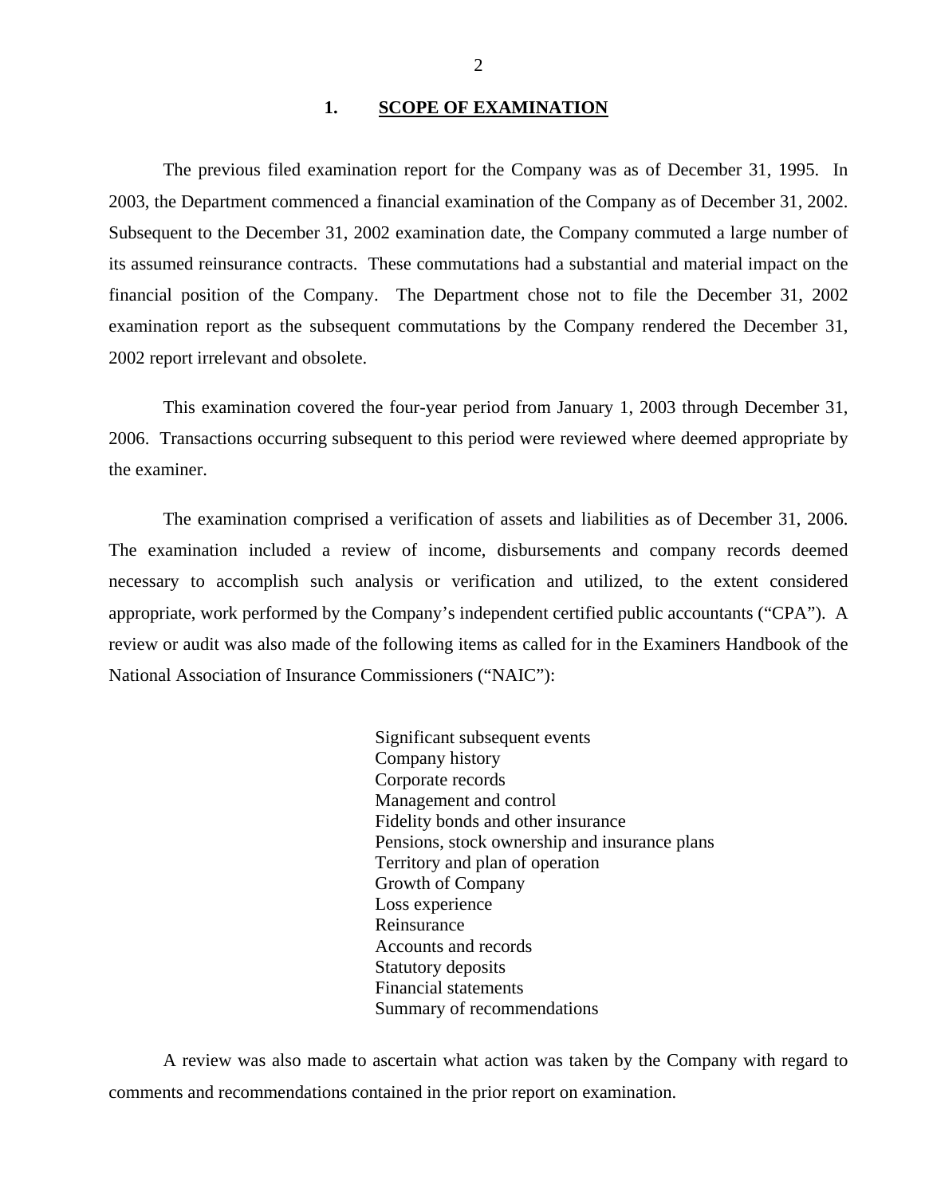## 1. SCOPE OF EXAMINATION

The previous filed examination report for the Company was as of December 31, 1995. In 2003, the Department commenced a financial examination of the Company as of December 31, 2002. Subsequent to the December 31, 2002 examination date, the Company commuted a large number of its assumed reinsurance contracts. These commutations had a substantial and material impact on the financial position of the Company. The Department chose not to file the December 31, 2002 examination report as the subsequent commutations by the Company rendered the December 31, 2002 report irrelevant and obsolete.

This examination covered the four-year period from January 1, 2003 through December 31, 2006. Transactions occurring subsequent to this period were reviewed where deemed appropriate by the examiner.

The examination comprised a verification of assets and liabilities as of December 31, 2006. The examination included a review of income, disbursements and company records deemed necessary to accomplish such analysis or verification and utilized, to the extent considered appropriate, work performed by the Company's independent certified public accountants ("CPA"). A review or audit was also made of the following items as called for in the Examiners Handbook of the National Association of Insurance Commissioners ("NAIC"):

- Significant subsequent events
- Company history
- Corporate records
- Management and control
- Fidelity bonds and other insurance
- Pensions, stock ownership and insurance plans
- Territory and plan of operation
- Growth of Company
- Loss experience
- Reinsurance
- Accounts and records
- Statutory deposits
- Financial statements
- Summary of recommendations

A review was also made to ascertain what action was taken by the Company with regard to comments and recommendations contained in the prior report on examination.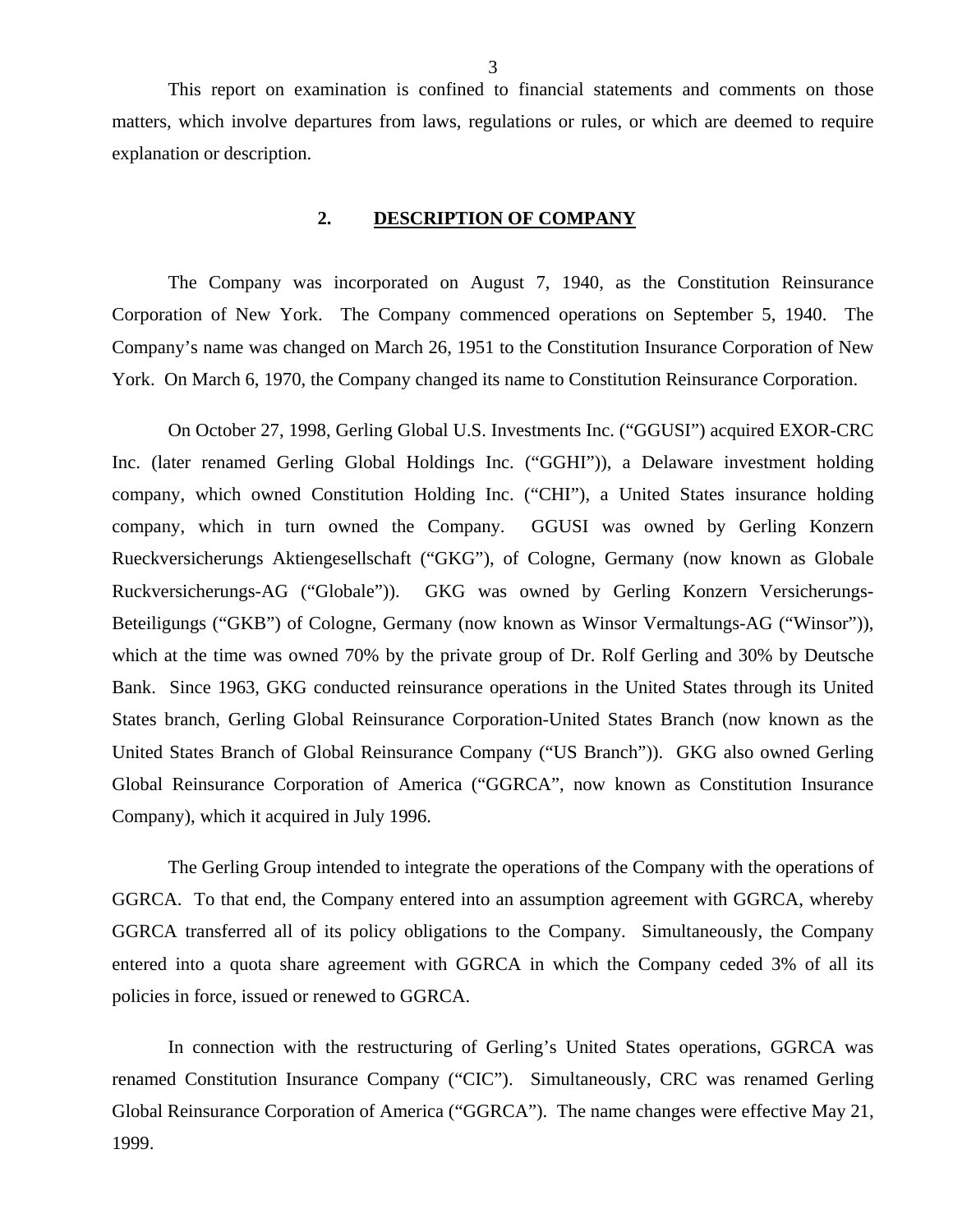This report on examination is confined to financial statements and comments on those matters, which involve departures from laws, regulations or rules, or which are deemed to require explanation or description.

## 2. DESCRIPTION OF COMPANY

The Company was incorporated on August 7, 1940, as the Constitution Reinsurance Corporation of New York. The Company commenced operations on September 5, 1940. The Company's name was changed on March 26, 1951 to the Constitution Insurance Corporation of New York. On March 6, 1970, the Company changed its name to Constitution Reinsurance Corporation.

On October 27, 1998, Gerling Global U.S. Investments Inc. ("GGUSI") acquired EXOR-CRC Inc. (later renamed Gerling Global Holdings Inc. ("GGHI")), a Delaware investment holding company, which owned Constitution Holding Inc. ("CHI"), a United States insurance holding company, which in turn owned the Company. GGUSI was owned by Gerling Konzern Rueckversicherungs Aktiengesellschaft ("GKG"), of Cologne, Germany (now known as Globale Ruckversicherungs-AG ("Globale")). GKG was owned by Gerling Konzern Versicherungs-Beteiligungs ("GKB") of Cologne, Germany (now known as Winsor Vermaltungs-AG ("Winsor")), which at the time was owned 70% by the private group of Dr. Rolf Gerling and 30% by Deutsche Bank. Since 1963, GKG conducted reinsurance operations in the United States through its United States branch, Gerling Global Reinsurance Corporation-United States Branch (now known as the United States Branch of Global Reinsurance Company ("US Branch")). GKG also owned Gerling Global Reinsurance Corporation of America ("GGRCA", now known as Constitution Insurance Company), which it acquired in July 1996.

The Gerling Group intended to integrate the operations of the Company with the operations of GGRCA. To that end, the Company entered into an assumption agreement with GGRCA, whereby GGRCA transferred all of its policy obligations to the Company. Simultaneously, the Company entered into a quota share agreement with GGRCA in which the Company ceded 3% of all its policies in force, issued or renewed to GGRCA.

In connection with the restructuring of Gerling's United States operations, GGRCA was renamed Constitution Insurance Company ("CIC"). Simultaneously, CRC was renamed Gerling Global Reinsurance Corporation of America ("GGRCA"). The name changes were effective May 21, 1999.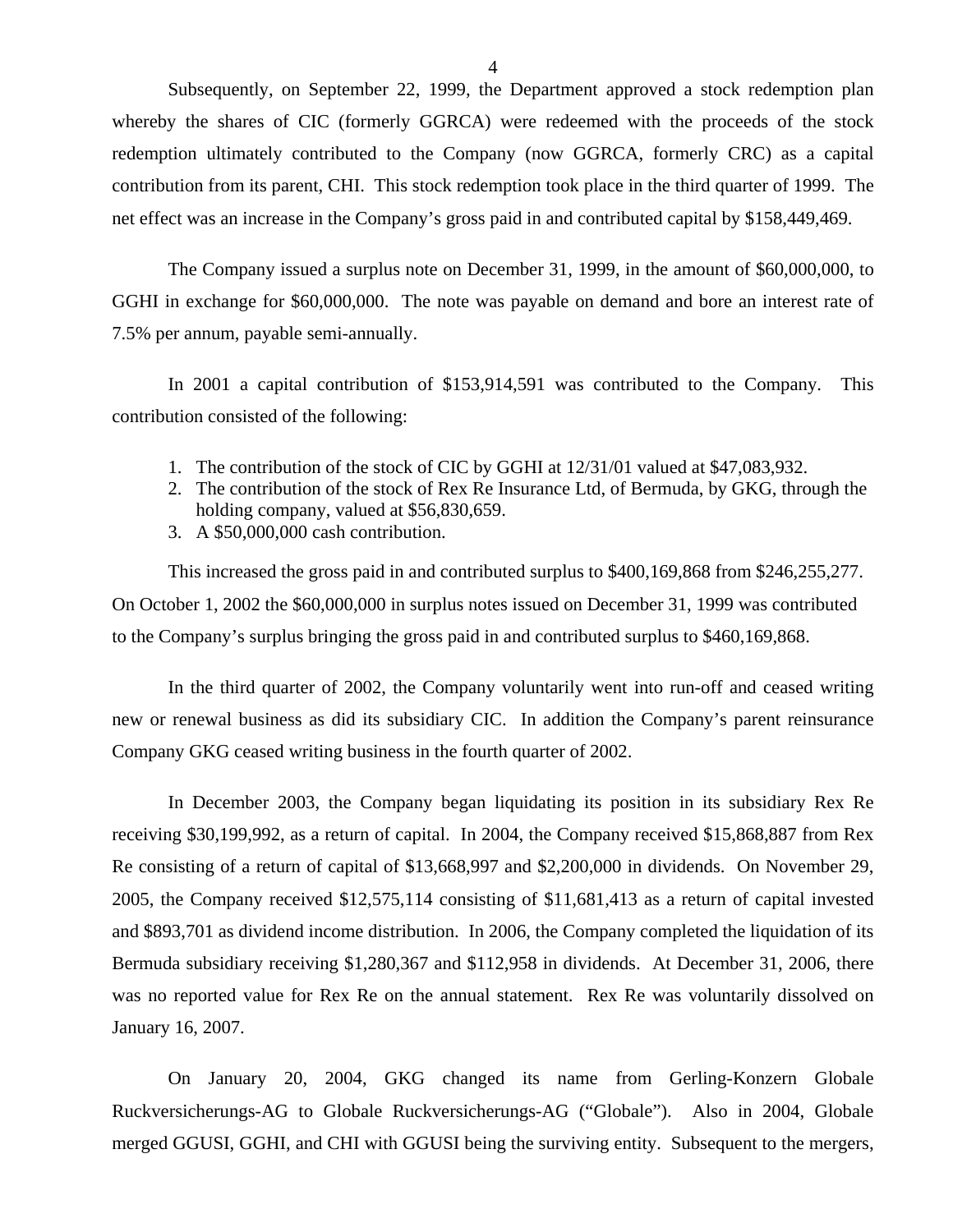Subsequently, on September 22, 1999, the Department approved a stock redemption plan whereby the shares of CIC (formerly GGRCA) were redeemed with the proceeds of the stock redemption ultimately contributed to the Company (now GGRCA, formerly CRC) as a capital contribution from its parent, CHI. This stock redemption took place in the third quarter of 1999. The net effect was an increase in the Company's gross paid in and contributed capital by $158,449,469.

The Company issued a surplus note on December 31, 1999, in the amount of $60,000,000, to GGHI in exchange for $60,000,000. The note was payable on demand and bore an interest rate of 7.5% per annum, payable semi-annually.

In 2001 a capital contribution of $153,914,591 was contributed to the Company. This contribution consisted of the following:

1. The contribution of the stock of CIC by GGHI at 12/31/01 valued at $47,083,932.
2. The contribution of the stock of Rex Re Insurance Ltd, of Bermuda, by GKG, through the holding company, valued at $56,830,659.
3. A $50,000,000 cash contribution.

This increased the gross paid in and contributed surplus to $400,169,868 from $246,255,277. On October 1, 2002 the $60,000,000 in surplus notes issued on December 31, 1999 was contributed to the Company's surplus bringing the gross paid in and contributed surplus to $460,169,868.

In the third quarter of 2002, the Company voluntarily went into run-off and ceased writing new or renewal business as did its subsidiary CIC. In addition the Company's parent reinsurance Company GKG ceased writing business in the fourth quarter of 2002.

In December 2003, the Company began liquidating its position in its subsidiary Rex Re receiving $30,199,992, as a return of capital. In 2004, the Company received $15,868,887 from Rex Re consisting of a return of capital of $13,668,997 and $2,200,000 in dividends. On November 29, 2005, the Company received $12,575,114 consisting of $11,681,413 as a return of capital invested and $893,701 as dividend income distribution. In 2006, the Company completed the liquidation of its Bermuda subsidiary receiving $1,280,367 and $112,958 in dividends. At December 31, 2006, there was no reported value for Rex Re on the annual statement. Rex Re was voluntarily dissolved on January 16, 2007.

On January 20, 2004, GKG changed its name from Gerling-Konzern Globale Ruckversicherungs-AG to Globale Ruckversicherungs-AG ("Globale"). Also in 2004, Globale merged GGUSI, GGHI, and CHI with GGUSI being the surviving entity. Subsequent to the mergers,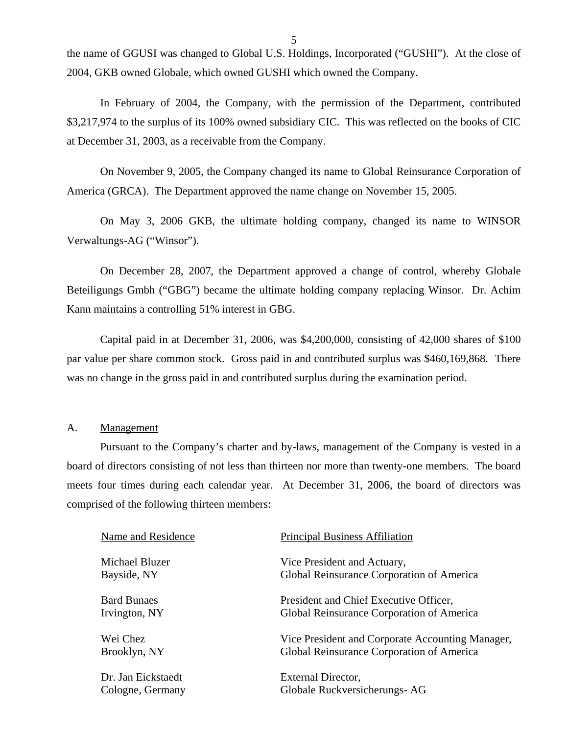the name of GGUSI was changed to Global U.S. Holdings, Incorporated ("GUSHI"). At the close of 2004, GKB owned Globale, which owned GUSHI which owned the Company.

In February of 2004, the Company, with the permission of the Department, contributed $3,217,974 to the surplus of its 100% owned subsidiary CIC. This was reflected on the books of CIC at December 31, 2003, as a receivable from the Company.

On November 9, 2005, the Company changed its name to Global Reinsurance Corporation of America (GRCA). The Department approved the name change on November 15, 2005.

On May 3, 2006 GKB, the ultimate holding company, changed its name to WINSOR Verwaltungs-AG ("Winsor").

On December 28, 2007, the Department approved a change of control, whereby Globale Beteiligungs Gmbh ("GBG") became the ultimate holding company replacing Winsor. Dr. Achim Kann maintains a controlling 51% interest in GBG.

Capital paid in at December 31, 2006, was $4,200,000, consisting of 42,000 shares of $100 par value per share common stock. Gross paid in and contributed surplus was $460,169,868. There was no change in the gross paid in and contributed surplus during the examination period.

## A. Management

Pursuant to the Company's charter and by-laws, management of the Company is vested in a board of directors consisting of not less than thirteen nor more than twenty-one members. The board meets four times during each calendar year. At December 31, 2006, the board of directors was comprised of the following thirteen members:

| Name and Residence | Principal Business Affiliation |
|---|---|
| Michael Bluzer<br>Bayside, NY | Vice President and Actuary,<br>Global Reinsurance Corporation of America |
| Bard Bunaes<br>Irvington, NY | President and Chief Executive Officer,<br>Global Reinsurance Corporation of America |
| Wei Chez<br>Brooklyn, NY | Vice President and Corporate Accounting Manager,<br>Global Reinsurance Corporation of America |
| Dr. Jan Eickstaedt<br>Cologne, Germany | External Director,<br>Globale Ruckversicherungs- AG |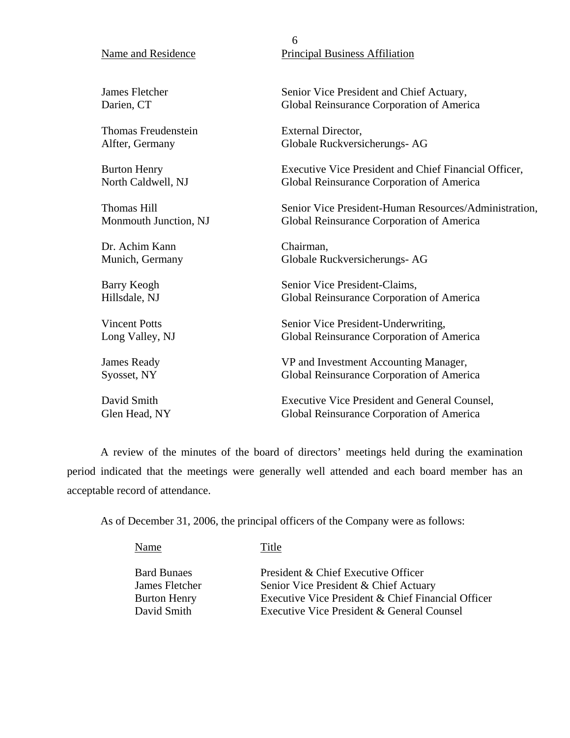| Name and Residence | Principal Business Affiliation |
|---|---|
| James Fletcher<br>Darien, CT | Senior Vice President and Chief Actuary,<br>Global Reinsurance Corporation of America |
| Thomas Freudenstein<br>Alfter, Germany | External Director,<br>Globale Ruckversicherungs- AG |
| Burton Henry<br>North Caldwell, NJ | Executive Vice President and Chief Financial Officer,<br>Global Reinsurance Corporation of America |
| Thomas Hill<br>Monmouth Junction, NJ | Senior Vice President-Human Resources/Administration,<br>Global Reinsurance Corporation of America |
| Dr. Achim Kann<br>Munich, Germany | Chairman,<br>Globale Ruckversicherungs- AG |
| Barry Keogh<br>Hillsdale, NJ | Senior Vice President-Claims,<br>Global Reinsurance Corporation of America |
| Vincent Potts<br>Long Valley, NJ | Senior Vice President-Underwriting,<br>Global Reinsurance Corporation of America |
| James Ready<br>Syosset, NY | VP and Investment Accounting Manager,<br>Global Reinsurance Corporation of America |
| David Smith<br>Glen Head, NY | Executive Vice President and General Counsel,<br>Global Reinsurance Corporation of America |

A review of the minutes of the board of directors' meetings held during the examination period indicated that the meetings were generally well attended and each board member has an acceptable record of attendance.

As of December 31, 2006, the principal officers of the Company were as follows:

| Name | Title |
|---|---|
| Bard Bunaes | President & Chief Executive Officer |
| James Fletcher | Senior Vice President & Chief Actuary |
| Burton Henry | Executive Vice President & Chief Financial Officer |
| David Smith | Executive Vice President & General Counsel |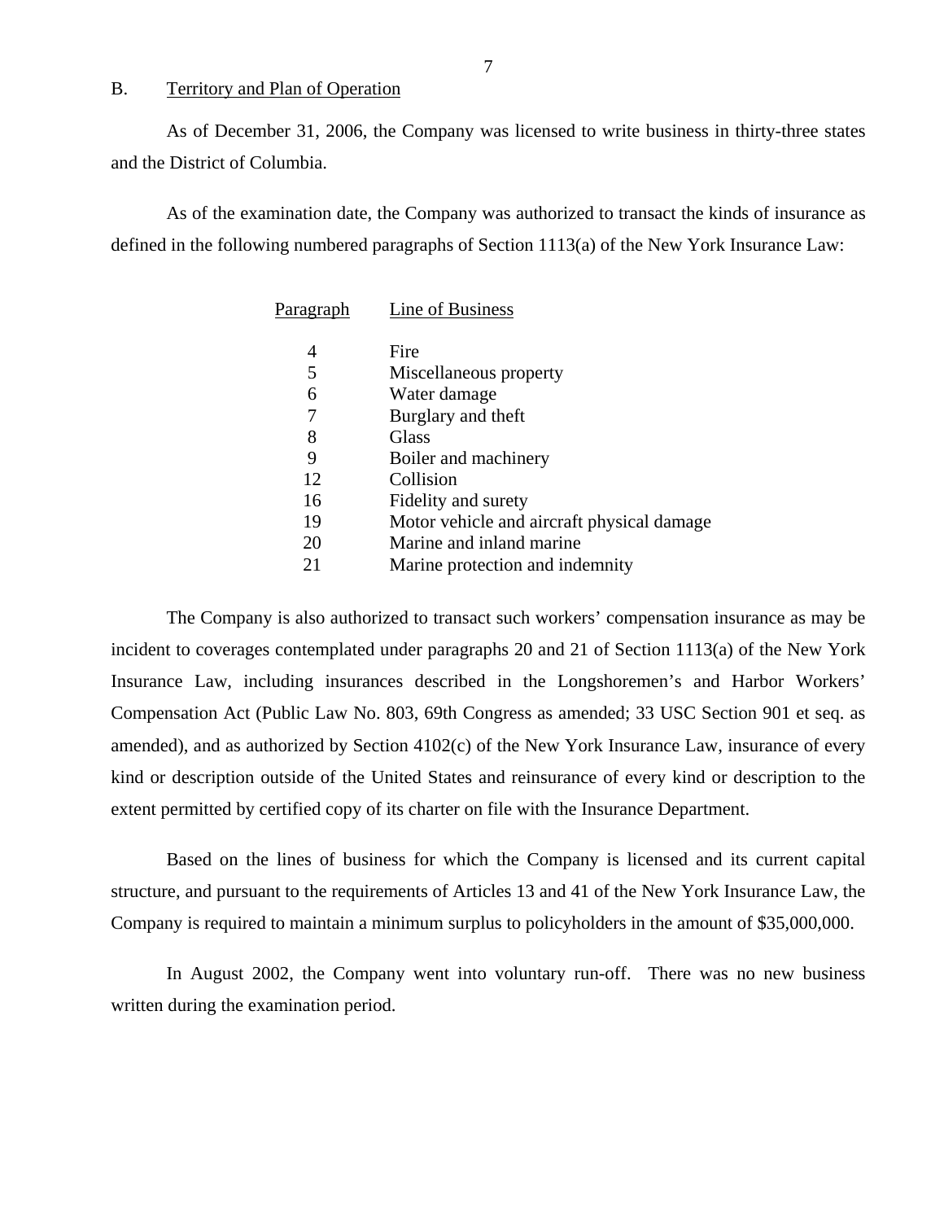## B. Territory and Plan of Operation

As of December 31, 2006, the Company was licensed to write business in thirty-three states and the District of Columbia.

As of the examination date, the Company was authorized to transact the kinds of insurance as defined in the following numbered paragraphs of Section 1113(a) of the New York Insurance Law:

| Paragraph | Line of Business |
|---|---|
| 4 | Fire |
| 5 | Miscellaneous property |
| 6 | Water damage |
| 7 | Burglary and theft |
| 8 | Glass |
| 9 | Boiler and machinery |
| 12 | Collision |
| 16 | Fidelity and surety |
| 19 | Motor vehicle and aircraft physical damage |
| 20 | Marine and inland marine |
| 21 | Marine protection and indemnity |

The Company is also authorized to transact such workers' compensation insurance as may be incident to coverages contemplated under paragraphs 20 and 21 of Section 1113(a) of the New York Insurance Law, including insurances described in the Longshoremen's and Harbor Workers' Compensation Act (Public Law No. 803, 69th Congress as amended; 33 USC Section 901 et seq. as amended), and as authorized by Section 4102(c) of the New York Insurance Law, insurance of every kind or description outside of the United States and reinsurance of every kind or description to the extent permitted by certified copy of its charter on file with the Insurance Department.

Based on the lines of business for which the Company is licensed and its current capital structure, and pursuant to the requirements of Articles 13 and 41 of the New York Insurance Law, the Company is required to maintain a minimum surplus to policyholders in the amount of $35,000,000.

In August 2002, the Company went into voluntary run-off. There was no new business written during the examination period.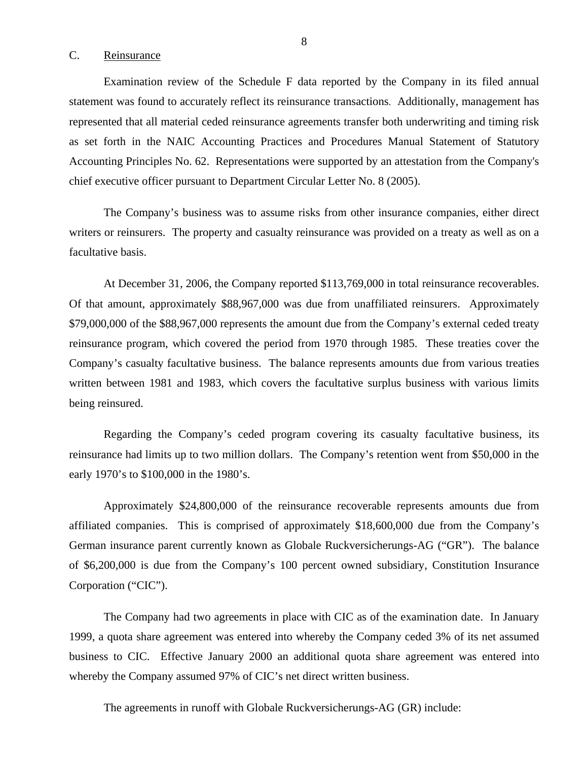## C. Reinsurance

Examination review of the Schedule F data reported by the Company in its filed annual statement was found to accurately reflect its reinsurance transactions. Additionally, management has represented that all material ceded reinsurance agreements transfer both underwriting and timing risk as set forth in the NAIC Accounting Practices and Procedures Manual Statement of Statutory Accounting Principles No. 62. Representations were supported by an attestation from the Company's chief executive officer pursuant to Department Circular Letter No. 8 (2005).

The Company's business was to assume risks from other insurance companies, either direct writers or reinsurers. The property and casualty reinsurance was provided on a treaty as well as on a facultative basis.

At December 31, 2006, the Company reported $113,769,000 in total reinsurance recoverables. Of that amount, approximately $88,967,000 was due from unaffiliated reinsurers. Approximately $79,000,000 of the $88,967,000 represents the amount due from the Company's external ceded treaty reinsurance program, which covered the period from 1970 through 1985. These treaties cover the Company's casualty facultative business. The balance represents amounts due from various treaties written between 1981 and 1983, which covers the facultative surplus business with various limits being reinsured.

Regarding the Company's ceded program covering its casualty facultative business, its reinsurance had limits up to two million dollars. The Company's retention went from $50,000 in the early 1970's to $100,000 in the 1980's.

Approximately $24,800,000 of the reinsurance recoverable represents amounts due from affiliated companies. This is comprised of approximately $18,600,000 due from the Company's German insurance parent currently known as Globale Ruckversicherungs-AG ("GR"). The balance of $6,200,000 is due from the Company's 100 percent owned subsidiary, Constitution Insurance Corporation ("CIC").

The Company had two agreements in place with CIC as of the examination date. In January 1999, a quota share agreement was entered into whereby the Company ceded 3% of its net assumed business to CIC. Effective January 2000 an additional quota share agreement was entered into whereby the Company assumed 97% of CIC's net direct written business.

The agreements in runoff with Globale Ruckversicherungs-AG (GR) include: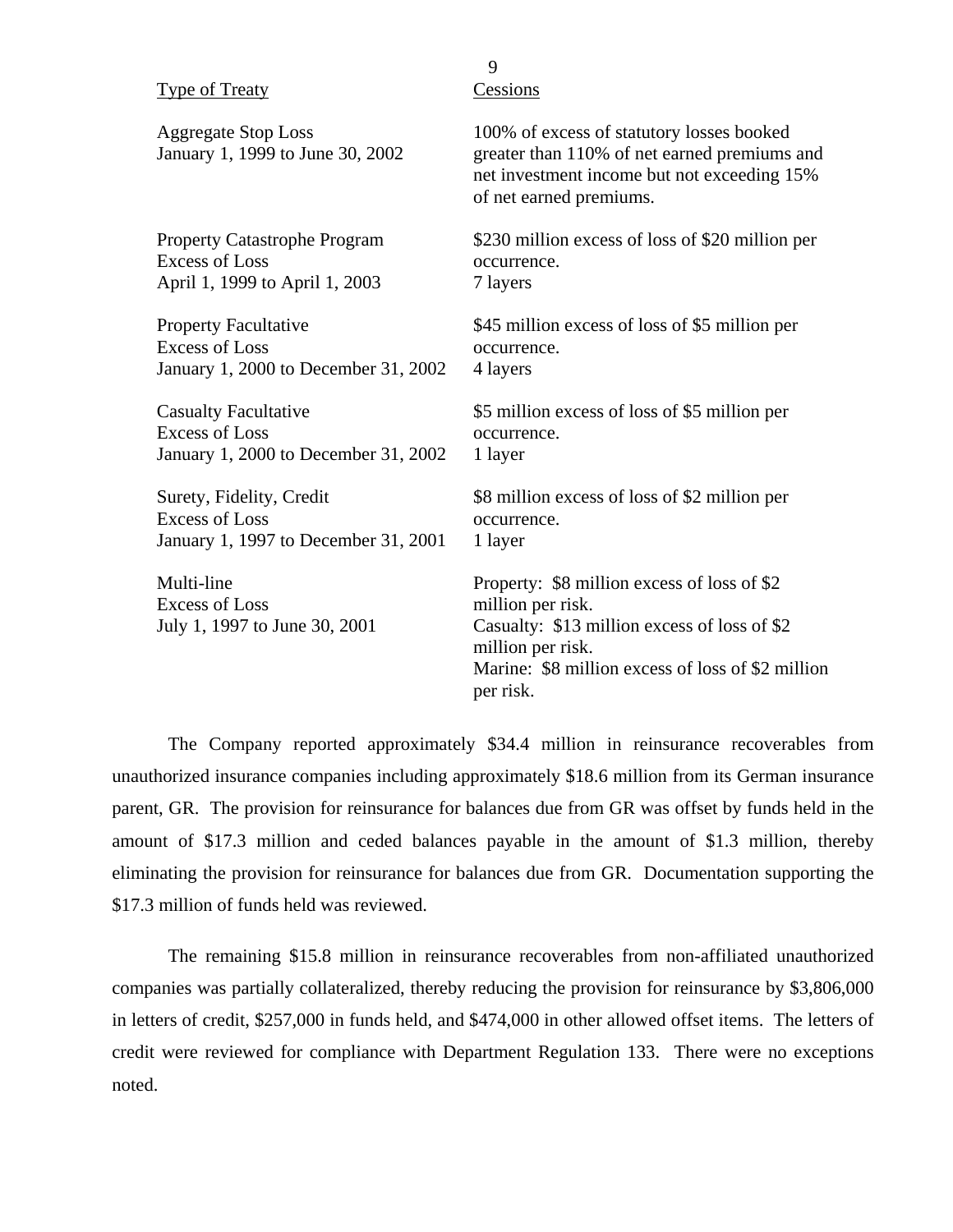| Type of Treaty | Cessions |
|---|---|
| Aggregate Stop Loss<br>January 1, 1999 to June 30, 2002 | 100% of excess of statutory losses booked greater than 110% of net earned premiums and net investment income but not exceeding 15% of net earned premiums. |
| Property Catastrophe Program<br>Excess of Loss<br>April 1, 1999 to April 1, 2003 | $230 million excess of loss of $20 million per occurrence.<br>7 layers |
| Property Facultative<br>Excess of Loss<br>January 1, 2000 to December 31, 2002 | $45 million excess of loss of $5 million per occurrence.<br>4 layers |
| Casualty Facultative<br>Excess of Loss<br>January 1, 2000 to December 31, 2002 | $5 million excess of loss of $5 million per occurrence.<br>1 layer |
| Surety, Fidelity, Credit<br>Excess of Loss<br>January 1, 1997 to December 31, 2001 | $8 million excess of loss of $2 million per occurrence.<br>1 layer |
| Multi-line<br>Excess of Loss<br>July 1, 1997 to June 30, 2001 | Property: $8 million excess of loss of $2 million per risk.<br>Casualty: $13 million excess of loss of $2 million per risk.<br>Marine: $8 million excess of loss of $2 million per risk. |

The Company reported approximately $34.4 million in reinsurance recoverables from unauthorized insurance companies including approximately $18.6 million from its German insurance parent, GR. The provision for reinsurance for balances due from GR was offset by funds held in the amount of $17.3 million and ceded balances payable in the amount of $1.3 million, thereby eliminating the provision for reinsurance for balances due from GR. Documentation supporting the $17.3 million of funds held was reviewed.

The remaining $15.8 million in reinsurance recoverables from non-affiliated unauthorized companies was partially collateralized, thereby reducing the provision for reinsurance by $3,806,000 in letters of credit, $257,000 in funds held, and $474,000 in other allowed offset items. The letters of credit were reviewed for compliance with Department Regulation 133. There were no exceptions noted.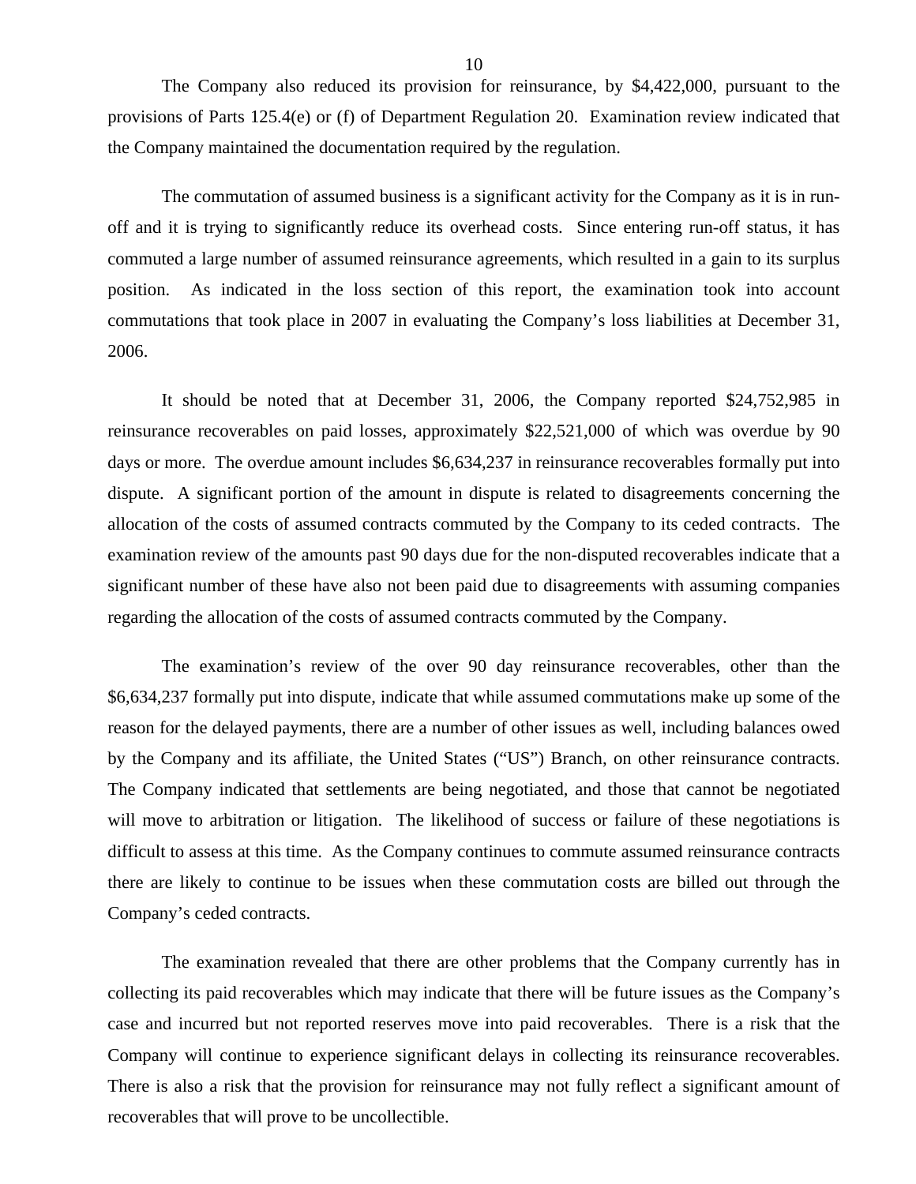The Company also reduced its provision for reinsurance, by $4,422,000, pursuant to the provisions of Parts 125.4(e) or (f) of Department Regulation 20. Examination review indicated that the Company maintained the documentation required by the regulation.

The commutation of assumed business is a significant activity for the Company as it is in run-off and it is trying to significantly reduce its overhead costs. Since entering run-off status, it has commuted a large number of assumed reinsurance agreements, which resulted in a gain to its surplus position. As indicated in the loss section of this report, the examination took into account commutations that took place in 2007 in evaluating the Company's loss liabilities at December 31, 2006.

It should be noted that at December 31, 2006, the Company reported $24,752,985 in reinsurance recoverables on paid losses, approximately $22,521,000 of which was overdue by 90 days or more. The overdue amount includes $6,634,237 in reinsurance recoverables formally put into dispute. A significant portion of the amount in dispute is related to disagreements concerning the allocation of the costs of assumed contracts commuted by the Company to its ceded contracts. The examination review of the amounts past 90 days due for the non-disputed recoverables indicate that a significant number of these have also not been paid due to disagreements with assuming companies regarding the allocation of the costs of assumed contracts commuted by the Company.

The examination's review of the over 90 day reinsurance recoverables, other than the $6,634,237 formally put into dispute, indicate that while assumed commutations make up some of the reason for the delayed payments, there are a number of other issues as well, including balances owed by the Company and its affiliate, the United States ("US") Branch, on other reinsurance contracts. The Company indicated that settlements are being negotiated, and those that cannot be negotiated will move to arbitration or litigation. The likelihood of success or failure of these negotiations is difficult to assess at this time. As the Company continues to commute assumed reinsurance contracts there are likely to continue to be issues when these commutation costs are billed out through the Company's ceded contracts.

The examination revealed that there are other problems that the Company currently has in collecting its paid recoverables which may indicate that there will be future issues as the Company's case and incurred but not reported reserves move into paid recoverables. There is a risk that the Company will continue to experience significant delays in collecting its reinsurance recoverables. There is also a risk that the provision for reinsurance may not fully reflect a significant amount of recoverables that will prove to be uncollectible.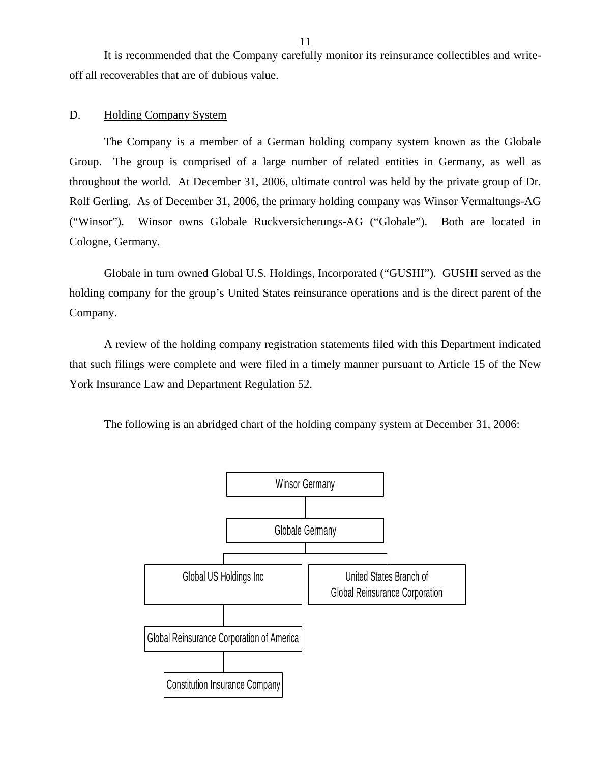It is recommended that the Company carefully monitor its reinsurance collectibles and write-off all recoverables that are of dubious value.

D. Holding Company System

The Company is a member of a German holding company system known as the Globale Group. The group is comprised of a large number of related entities in Germany, as well as throughout the world. At December 31, 2006, ultimate control was held by the private group of Dr. Rolf Gerling. As of December 31, 2006, the primary holding company was Winsor Vermaltungs-AG ("Winsor"). Winsor owns Globale Ruckversicherungs-AG ("Globale"). Both are located in Cologne, Germany.

Globale in turn owned Global U.S. Holdings, Incorporated ("GUSHI"). GUSHI served as the holding company for the group's United States reinsurance operations and is the direct parent of the Company.

A review of the holding company registration statements filed with this Department indicated that such filings were complete and were filed in a timely manner pursuant to Article 15 of the New York Insurance Law and Department Regulation 52.

The following is an abridged chart of the holding company system at December 31, 2006:

- Winsor Germany
  - Globale Germany
    - Global US Holdings Inc
      - Global Reinsurance Corporation of America
        - Constitution Insurance Company
    - United States Branch of Global Reinsurance Corporation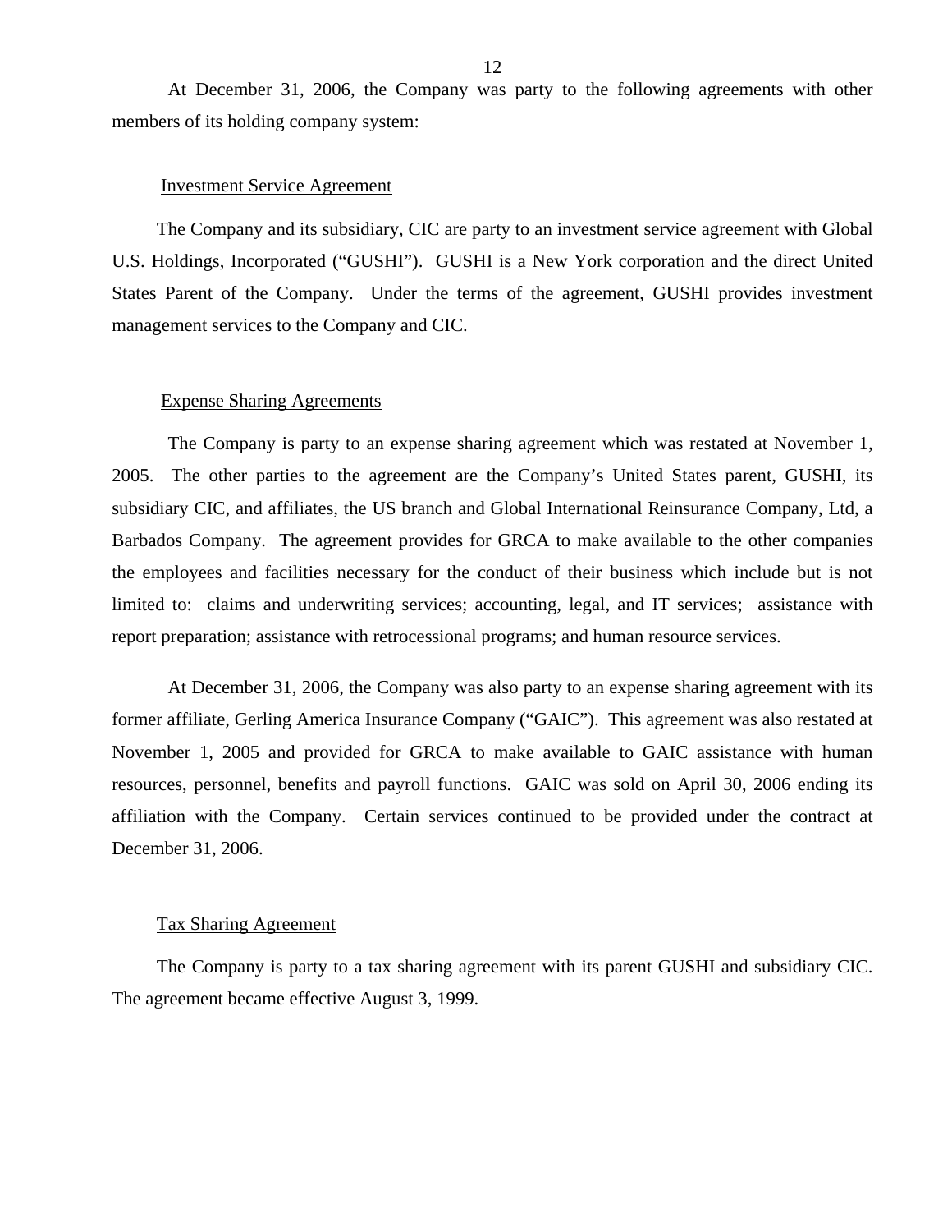At December 31, 2006, the Company was party to the following agreements with other members of its holding company system:

Investment Service Agreement

The Company and its subsidiary, CIC are party to an investment service agreement with Global U.S. Holdings, Incorporated ("GUSHI"). GUSHI is a New York corporation and the direct United States Parent of the Company. Under the terms of the agreement, GUSHI provides investment management services to the Company and CIC.

Expense Sharing Agreements

The Company is party to an expense sharing agreement which was restated at November 1, 2005. The other parties to the agreement are the Company's United States parent, GUSHI, its subsidiary CIC, and affiliates, the US branch and Global International Reinsurance Company, Ltd, a Barbados Company. The agreement provides for GRCA to make available to the other companies the employees and facilities necessary for the conduct of their business which include but is not limited to: claims and underwriting services; accounting, legal, and IT services; assistance with report preparation; assistance with retrocessional programs; and human resource services.

At December 31, 2006, the Company was also party to an expense sharing agreement with its former affiliate, Gerling America Insurance Company ("GAIC"). This agreement was also restated at November 1, 2005 and provided for GRCA to make available to GAIC assistance with human resources, personnel, benefits and payroll functions. GAIC was sold on April 30, 2006 ending its affiliation with the Company. Certain services continued to be provided under the contract at December 31, 2006.

Tax Sharing Agreement

The Company is party to a tax sharing agreement with its parent GUSHI and subsidiary CIC. The agreement became effective August 3, 1999.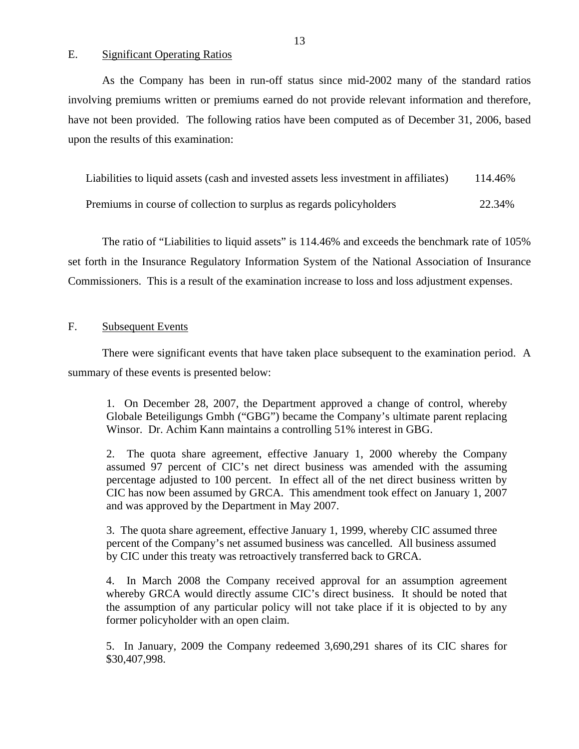## E. Significant Operating Ratios

As the Company has been in run-off status since mid-2002 many of the standard ratios involving premiums written or premiums earned do not provide relevant information and therefore, have not been provided. The following ratios have been computed as of December 31, 2006, based upon the results of this examination:

| | |
|---|---|
| Liabilities to liquid assets (cash and invested assets less investment in affiliates) | 114.46% |
| Premiums in course of collection to surplus as regards policyholders | 22.34% |

The ratio of "Liabilities to liquid assets" is 114.46% and exceeds the benchmark rate of 105% set forth in the Insurance Regulatory Information System of the National Association of Insurance Commissioners. This is a result of the examination increase to loss and loss adjustment expenses.

## F. Subsequent Events

There were significant events that have taken place subsequent to the examination period. A summary of these events is presented below:

1. On December 28, 2007, the Department approved a change of control, whereby Globale Beteiligungs Gmbh ("GBG") became the Company's ultimate parent replacing Winsor. Dr. Achim Kann maintains a controlling 51% interest in GBG.

2. The quota share agreement, effective January 1, 2000 whereby the Company assumed 97 percent of CIC's net direct business was amended with the assuming percentage adjusted to 100 percent. In effect all of the net direct business written by CIC has now been assumed by GRCA. This amendment took effect on January 1, 2007 and was approved by the Department in May 2007.

3. The quota share agreement, effective January 1, 1999, whereby CIC assumed three percent of the Company's net assumed business was cancelled. All business assumed by CIC under this treaty was retroactively transferred back to GRCA.

4. In March 2008 the Company received approval for an assumption agreement whereby GRCA would directly assume CIC's direct business. It should be noted that the assumption of any particular policy will not take place if it is objected to by any former policyholder with an open claim.

5. In January, 2009 the Company redeemed 3,690,291 shares of its CIC shares for $30,407,998.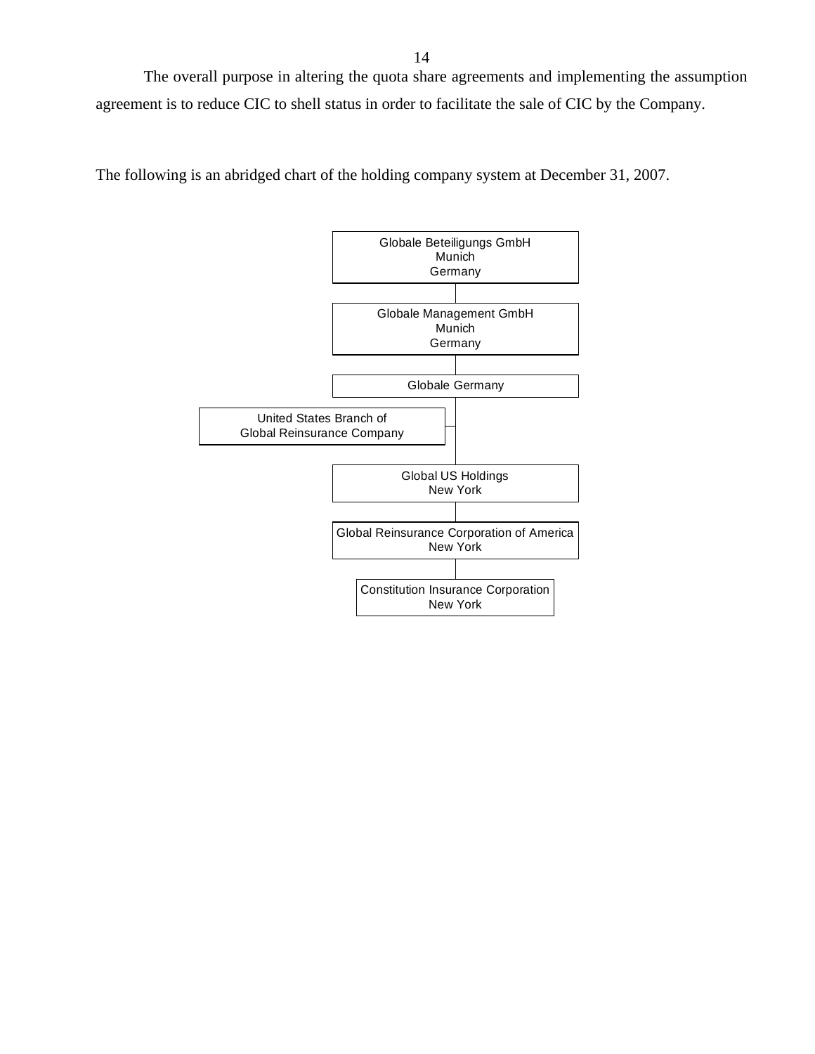The overall purpose in altering the quota share agreements and implementing the assumption agreement is to reduce CIC to shell status in order to facilitate the sale of CIC by the Company.

The following is an abridged chart of the holding company system at December 31, 2007.

Globale Beteiligungs GmbH
Munich
Germany

Globale Management GmbH
Munich
Germany

Globale Germany

United States Branch of
Global Reinsurance Company

Global US Holdings
New York

Global Reinsurance Corporation of America
New York

Constitution Insurance Corporation
New York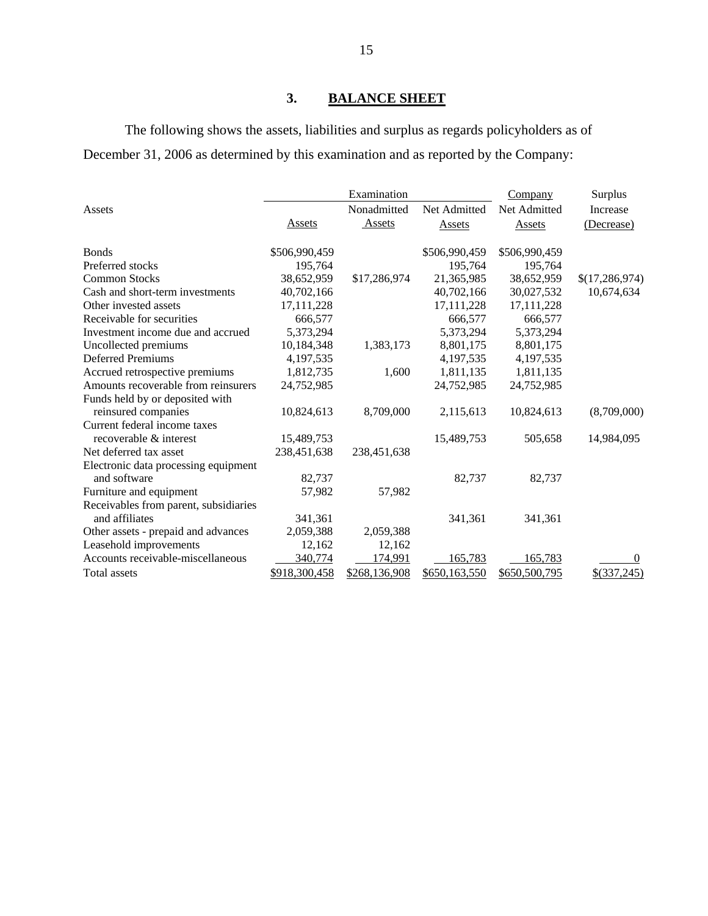## 3. BALANCE SHEET

The following shows the assets, liabilities and surplus as regards policyholders as of December 31, 2006 as determined by this examination and as reported by the Company:

| Assets | Examination | | | Company | Surplus |
|---|---|---|---|---|---|
| | Assets | Nonadmitted Assets | Net Admitted Assets | Net Admitted Assets | Increase (Decrease) |
| Bonds | $506,990,459 | | $506,990,459 | $506,990,459 | |
| Preferred stocks | 195,764 | | 195,764 | 195,764 | |
| Common Stocks | 38,652,959 | $17,286,974 | 21,365,985 | 38,652,959 | $(17,286,974) |
| Cash and short-term investments | 40,702,166 | | 40,702,166 | 30,027,532 | 10,674,634 |
| Other invested assets | 17,111,228 | | 17,111,228 | 17,111,228 | |
| Receivable for securities | 666,577 | | 666,577 | 666,577 | |
| Investment income due and accrued | 5,373,294 | | 5,373,294 | 5,373,294 | |
| Uncollected premiums | 10,184,348 | 1,383,173 | 8,801,175 | 8,801,175 | |
| Deferred Premiums | 4,197,535 | | 4,197,535 | 4,197,535 | |
| Accrued retrospective premiums | 1,812,735 | 1,600 | 1,811,135 | 1,811,135 | |
| Amounts recoverable from reinsurers | 24,752,985 | | 24,752,985 | 24,752,985 | |
| Funds held by or deposited with reinsured companies | 10,824,613 | 8,709,000 | 2,115,613 | 10,824,613 | (8,709,000) |
| Current federal income taxes recoverable & interest | 15,489,753 | | 15,489,753 | 505,658 | 14,984,095 |
| Net deferred tax asset | 238,451,638 | 238,451,638 | | | |
| Electronic data processing equipment and software | 82,737 | | 82,737 | 82,737 | |
| Furniture and equipment | 57,982 | 57,982 | | | |
| Receivables from parent, subsidiaries and affiliates | 341,361 | | 341,361 | 341,361 | |
| Other assets - prepaid and advances | 2,059,388 | 2,059,388 | | | |
| Leasehold improvements | 12,162 | 12,162 | | | |
| Accounts receivable-miscellaneous | 340,774 | 174,991 | 165,783 | 165,783 | 0 |
| Total assets | $918,300,458 | $268,136,908 | $650,163,550 | $650,500,795 | $(337,245) |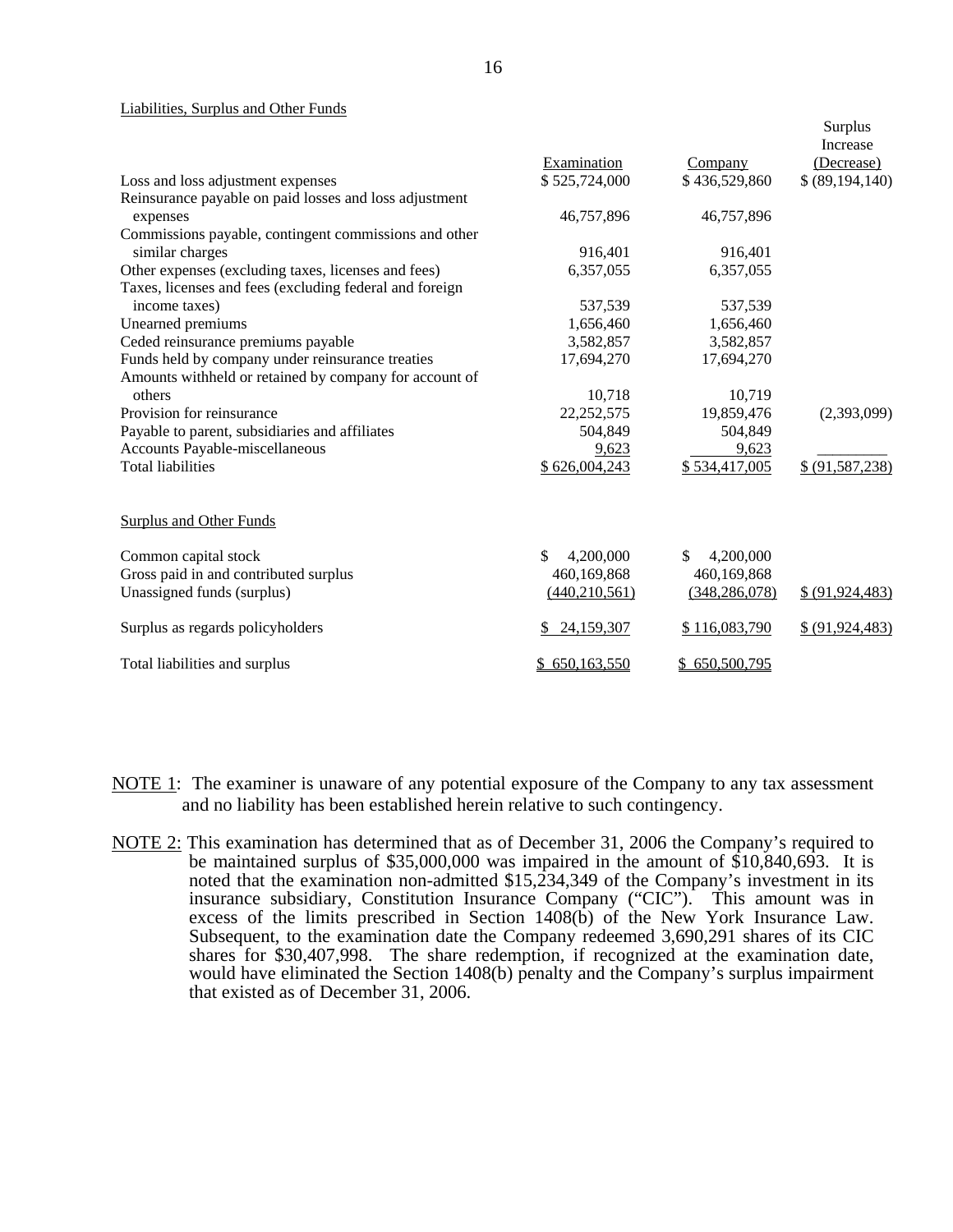Liabilities, Surplus and Other Funds

| | Examination | Company | Surplus Increase (Decrease) |
|---|---|---|---|
| Loss and loss adjustment expenses | $ 525,724,000 | $ 436,529,860 | $ (89,194,140) |
| Reinsurance payable on paid losses and loss adjustment expenses | 46,757,896 | 46,757,896 | |
| Commissions payable, contingent commissions and other similar charges | 916,401 | 916,401 | |
| Other expenses (excluding taxes, licenses and fees) | 6,357,055 | 6,357,055 | |
| Taxes, licenses and fees (excluding federal and foreign income taxes) | 537,539 | 537,539 | |
| Unearned premiums | 1,656,460 | 1,656,460 | |
| Ceded reinsurance premiums payable | 3,582,857 | 3,582,857 | |
| Funds held by company under reinsurance treaties | 17,694,270 | 17,694,270 | |
| Amounts withheld or retained by company for account of others | 10,718 | 10,719 | |
| Provision for reinsurance | 22,252,575 | 19,859,476 | (2,393,099) |
| Payable to parent, subsidiaries and affiliates | 504,849 | 504,849 | |
| Accounts Payable-miscellaneous | 9,623 | 9,623 | |
| Total liabilities | $ 626,004,243 | $ 534,417,005 | $ (91,587,238) |
| **Surplus and Other Funds** | | | |
| Common capital stock | $ 4,200,000 | $ 4,200,000 | |
| Gross paid in and contributed surplus | 460,169,868 | 460,169,868 | |
| Unassigned funds (surplus) | (440,210,561) | (348,286,078) | $ (91,924,483) |
| Surplus as regards policyholders | $ 24,159,307 | $ 116,083,790 | $ (91,924,483) |
| Total liabilities and surplus | $ 650,163,550 | $ 650,500,795 | |

NOTE 1: The examiner is unaware of any potential exposure of the Company to any tax assessment and no liability has been established herein relative to such contingency.

NOTE 2: This examination has determined that as of December 31, 2006 the Company's required to be maintained surplus of $35,000,000 was impaired in the amount of $10,840,693. It is noted that the examination non-admitted $15,234,349 of the Company's investment in its insurance subsidiary, Constitution Insurance Company ("CIC"). This amount was in excess of the limits prescribed in Section 1408(b) of the New York Insurance Law. Subsequent, to the examination date the Company redeemed 3,690,291 shares of its CIC shares for $30,407,998. The share redemption, if recognized at the examination date, would have eliminated the Section 1408(b) penalty and the Company's surplus impairment that existed as of December 31, 2006.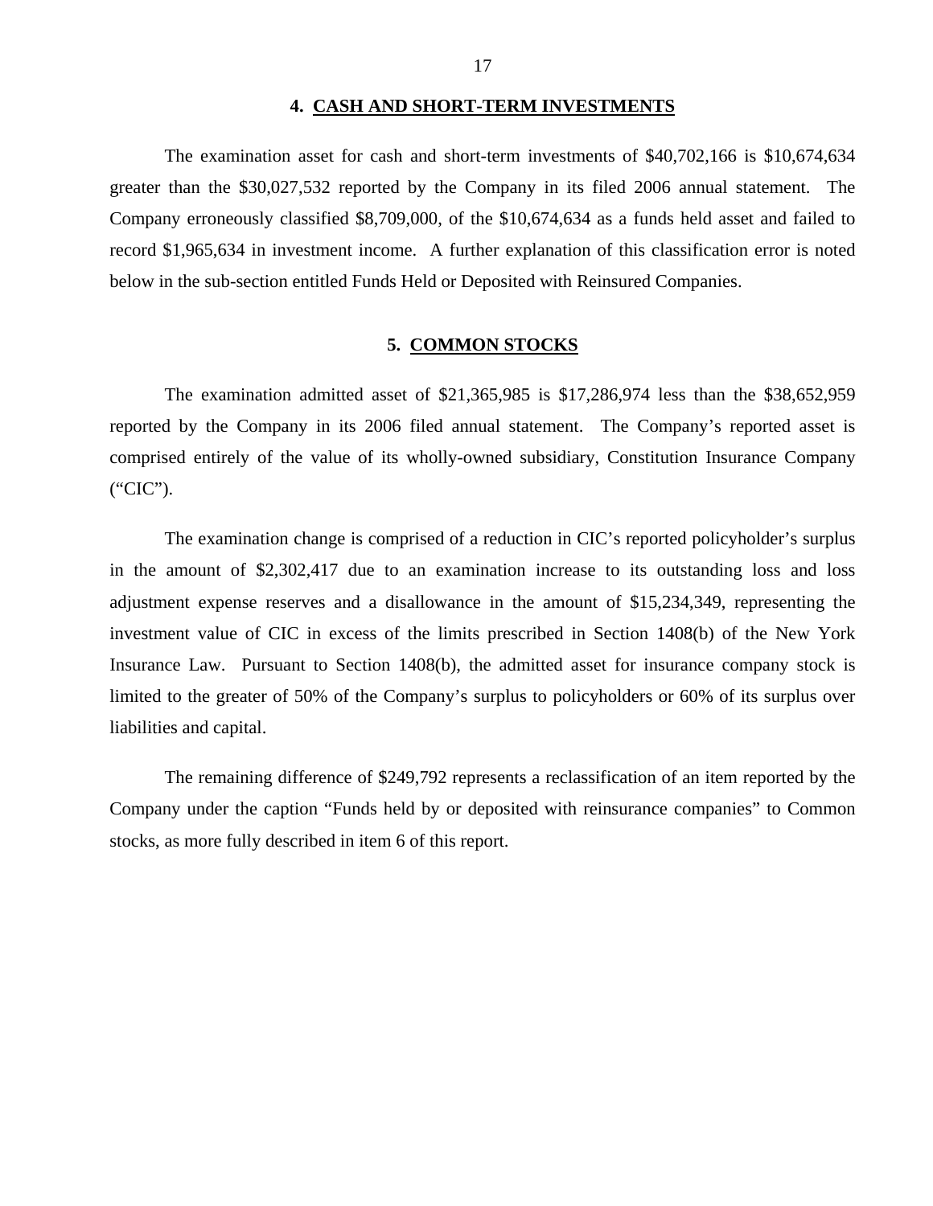## 4. CASH AND SHORT-TERM INVESTMENTS

The examination asset for cash and short-term investments of $40,702,166 is $10,674,634 greater than the $30,027,532 reported by the Company in its filed 2006 annual statement. The Company erroneously classified $8,709,000, of the $10,674,634 as a funds held asset and failed to record $1,965,634 in investment income. A further explanation of this classification error is noted below in the sub-section entitled Funds Held or Deposited with Reinsured Companies.

## 5. COMMON STOCKS

The examination admitted asset of $21,365,985 is $17,286,974 less than the $38,652,959 reported by the Company in its 2006 filed annual statement. The Company's reported asset is comprised entirely of the value of its wholly-owned subsidiary, Constitution Insurance Company ("CIC").

The examination change is comprised of a reduction in CIC's reported policyholder's surplus in the amount of $2,302,417 due to an examination increase to its outstanding loss and loss adjustment expense reserves and a disallowance in the amount of $15,234,349, representing the investment value of CIC in excess of the limits prescribed in Section 1408(b) of the New York Insurance Law. Pursuant to Section 1408(b), the admitted asset for insurance company stock is limited to the greater of 50% of the Company's surplus to policyholders or 60% of its surplus over liabilities and capital.

The remaining difference of $249,792 represents a reclassification of an item reported by the Company under the caption "Funds held by or deposited with reinsurance companies" to Common stocks, as more fully described in item 6 of this report.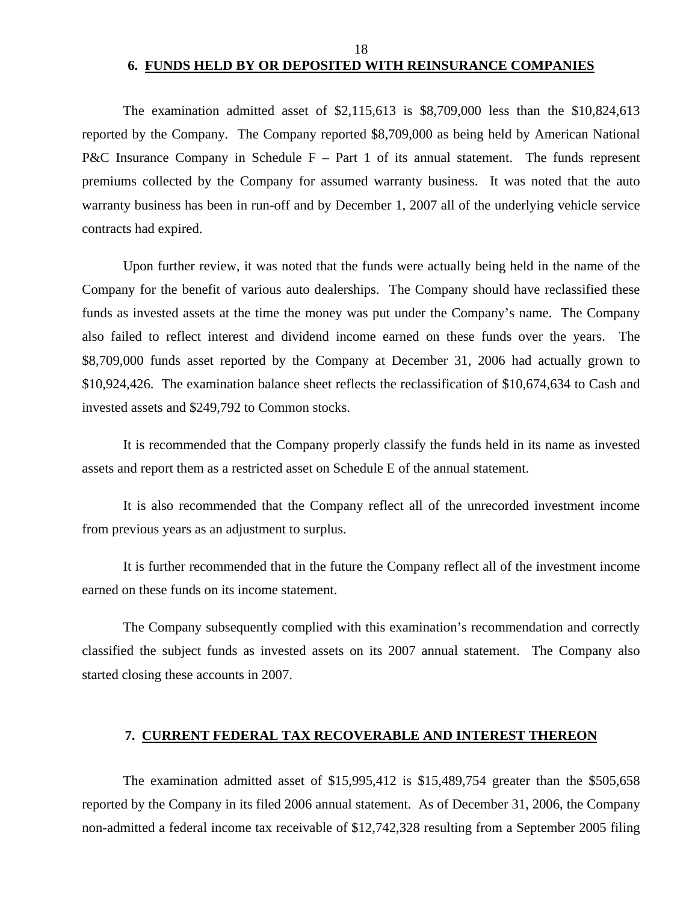## 6. FUNDS HELD BY OR DEPOSITED WITH REINSURANCE COMPANIES

The examination admitted asset of $2,115,613 is $8,709,000 less than the $10,824,613 reported by the Company. The Company reported $8,709,000 as being held by American National P&C Insurance Company in Schedule F – Part 1 of its annual statement. The funds represent premiums collected by the Company for assumed warranty business. It was noted that the auto warranty business has been in run-off and by December 1, 2007 all of the underlying vehicle service contracts had expired.

Upon further review, it was noted that the funds were actually being held in the name of the Company for the benefit of various auto dealerships. The Company should have reclassified these funds as invested assets at the time the money was put under the Company's name. The Company also failed to reflect interest and dividend income earned on these funds over the years. The $8,709,000 funds asset reported by the Company at December 31, 2006 had actually grown to $10,924,426. The examination balance sheet reflects the reclassification of $10,674,634 to Cash and invested assets and $249,792 to Common stocks.

It is recommended that the Company properly classify the funds held in its name as invested assets and report them as a restricted asset on Schedule E of the annual statement.

It is also recommended that the Company reflect all of the unrecorded investment income from previous years as an adjustment to surplus.

It is further recommended that in the future the Company reflect all of the investment income earned on these funds on its income statement.

The Company subsequently complied with this examination's recommendation and correctly classified the subject funds as invested assets on its 2007 annual statement. The Company also started closing these accounts in 2007.

## 7. CURRENT FEDERAL TAX RECOVERABLE AND INTEREST THEREON

The examination admitted asset of $15,995,412 is $15,489,754 greater than the $505,658 reported by the Company in its filed 2006 annual statement. As of December 31, 2006, the Company non-admitted a federal income tax receivable of $12,742,328 resulting from a September 2005 filing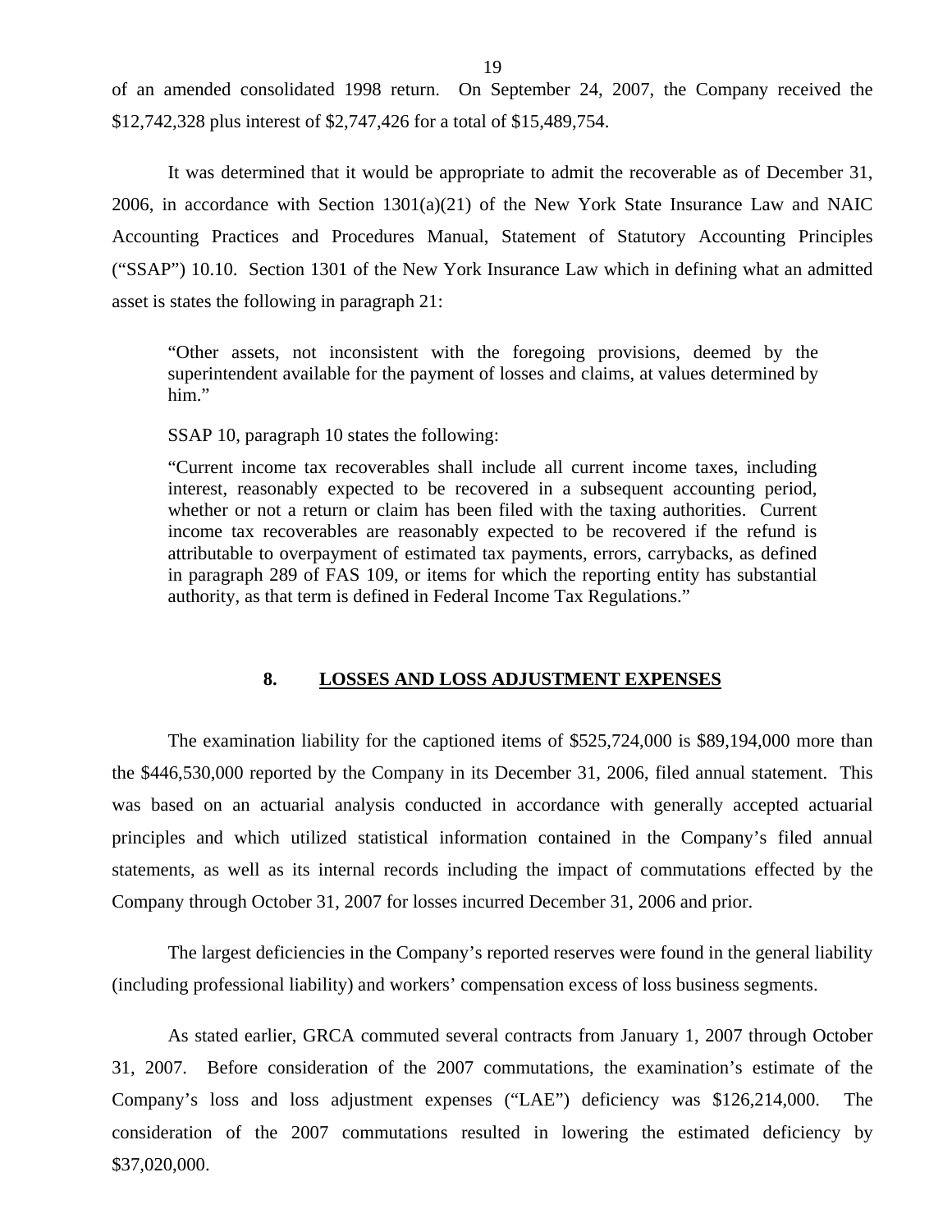of an amended consolidated 1998 return. On September 24, 2007, the Company received the $12,742,328 plus interest of $2,747,426 for a total of $15,489,754.

It was determined that it would be appropriate to admit the recoverable as of December 31, 2006, in accordance with Section 1301(a)(21) of the New York State Insurance Law and NAIC Accounting Practices and Procedures Manual, Statement of Statutory Accounting Principles ("SSAP") 10.10. Section 1301 of the New York Insurance Law which in defining what an admitted asset is states the following in paragraph 21:

> "Other assets, not inconsistent with the foregoing provisions, deemed by the superintendent available for the payment of losses and claims, at values determined by him."

> SSAP 10, paragraph 10 states the following:

> "Current income tax recoverables shall include all current income taxes, including interest, reasonably expected to be recovered in a subsequent accounting period, whether or not a return or claim has been filed with the taxing authorities. Current income tax recoverables are reasonably expected to be recovered if the refund is attributable to overpayment of estimated tax payments, errors, carrybacks, as defined in paragraph 289 of FAS 109, or items for which the reporting entity has substantial authority, as that term is defined in Federal Income Tax Regulations."

## 8. LOSSES AND LOSS ADJUSTMENT EXPENSES

The examination liability for the captioned items of $525,724,000 is $89,194,000 more than the $446,530,000 reported by the Company in its December 31, 2006, filed annual statement. This was based on an actuarial analysis conducted in accordance with generally accepted actuarial principles and which utilized statistical information contained in the Company's filed annual statements, as well as its internal records including the impact of commutations effected by the Company through October 31, 2007 for losses incurred December 31, 2006 and prior.

The largest deficiencies in the Company's reported reserves were found in the general liability (including professional liability) and workers' compensation excess of loss business segments.

As stated earlier, GRCA commuted several contracts from January 1, 2007 through October 31, 2007. Before consideration of the 2007 commutations, the examination's estimate of the Company's loss and loss adjustment expenses ("LAE") deficiency was $126,214,000. The consideration of the 2007 commutations resulted in lowering the estimated deficiency by $37,020,000.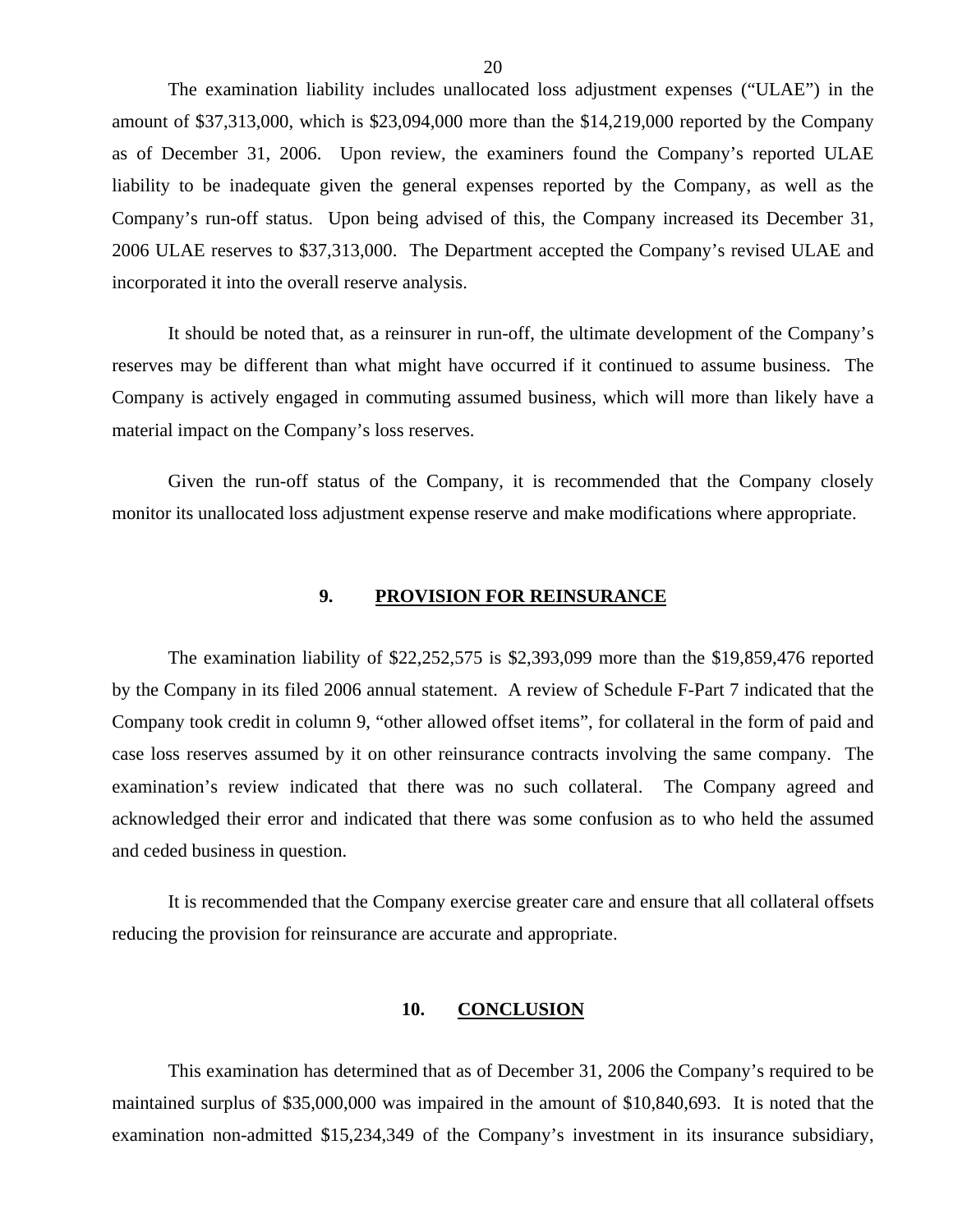The examination liability includes unallocated loss adjustment expenses ("ULAE") in the amount of $37,313,000, which is $23,094,000 more than the $14,219,000 reported by the Company as of December 31, 2006. Upon review, the examiners found the Company's reported ULAE liability to be inadequate given the general expenses reported by the Company, as well as the Company's run-off status. Upon being advised of this, the Company increased its December 31, 2006 ULAE reserves to $37,313,000. The Department accepted the Company's revised ULAE and incorporated it into the overall reserve analysis.

It should be noted that, as a reinsurer in run-off, the ultimate development of the Company's reserves may be different than what might have occurred if it continued to assume business. The Company is actively engaged in commuting assumed business, which will more than likely have a material impact on the Company's loss reserves.

Given the run-off status of the Company, it is recommended that the Company closely monitor its unallocated loss adjustment expense reserve and make modifications where appropriate.

## 9. PROVISION FOR REINSURANCE

The examination liability of $22,252,575 is $2,393,099 more than the $19,859,476 reported by the Company in its filed 2006 annual statement. A review of Schedule F-Part 7 indicated that the Company took credit in column 9, "other allowed offset items", for collateral in the form of paid and case loss reserves assumed by it on other reinsurance contracts involving the same company. The examination's review indicated that there was no such collateral. The Company agreed and acknowledged their error and indicated that there was some confusion as to who held the assumed and ceded business in question.

It is recommended that the Company exercise greater care and ensure that all collateral offsets reducing the provision for reinsurance are accurate and appropriate.

## 10. CONCLUSION

This examination has determined that as of December 31, 2006 the Company's required to be maintained surplus of $35,000,000 was impaired in the amount of $10,840,693. It is noted that the examination non-admitted $15,234,349 of the Company's investment in its insurance subsidiary,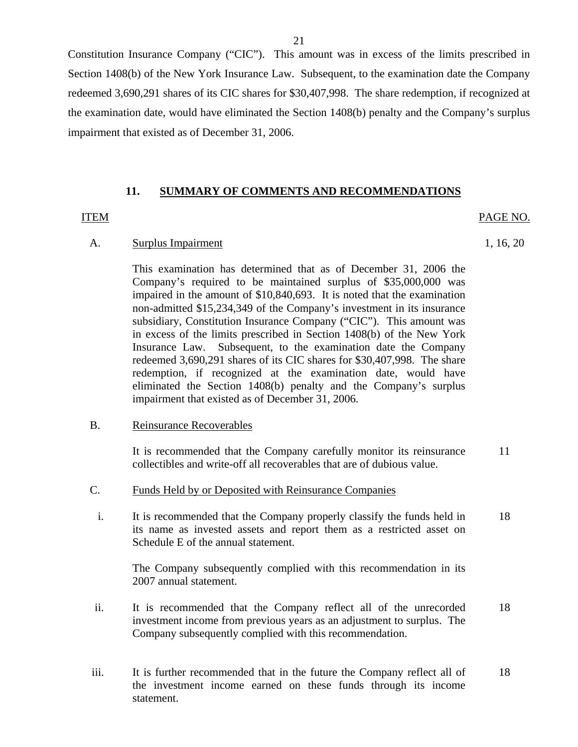Constitution Insurance Company ("CIC"). This amount was in excess of the limits prescribed in Section 1408(b) of the New York Insurance Law. Subsequent, to the examination date the Company redeemed 3,690,291 shares of its CIC shares for $30,407,998. The share redemption, if recognized at the examination date, would have eliminated the Section 1408(b) penalty and the Company's surplus impairment that existed as of December 31, 2006.

## 11. SUMMARY OF COMMENTS AND RECOMMENDATIONS

| ITEM | | PAGE NO. |
|---|---|---|
| A. | Surplus Impairment | 1, 16, 20 |
| | This examination has determined that as of December 31, 2006 the Company's required to be maintained surplus of $35,000,000 was impaired in the amount of $10,840,693. It is noted that the examination non-admitted $15,234,349 of the Company's investment in its insurance subsidiary, Constitution Insurance Company ("CIC"). This amount was in excess of the limits prescribed in Section 1408(b) of the New York Insurance Law. Subsequent, to the examination date the Company redeemed 3,690,291 shares of its CIC shares for $30,407,998. The share redemption, if recognized at the examination date, would have eliminated the Section 1408(b) penalty and the Company's surplus impairment that existed as of December 31, 2006. | |
| B. | Reinsurance Recoverables | |
| | It is recommended that the Company carefully monitor its reinsurance collectibles and write-off all recoverables that are of dubious value. | 11 |
| C. | Funds Held by or Deposited with Reinsurance Companies | |
| i. | It is recommended that the Company properly classify the funds held in its name as invested assets and report them as a restricted asset on Schedule E of the annual statement.<br><br>The Company subsequently complied with this recommendation in its 2007 annual statement. | 18 |
| ii. | It is recommended that the Company reflect all of the unrecorded investment income from previous years as an adjustment to surplus. The Company subsequently complied with this recommendation. | 18 |
| iii. | It is further recommended that in the future the Company reflect all of the investment income earned on these funds through its income statement. | 18 |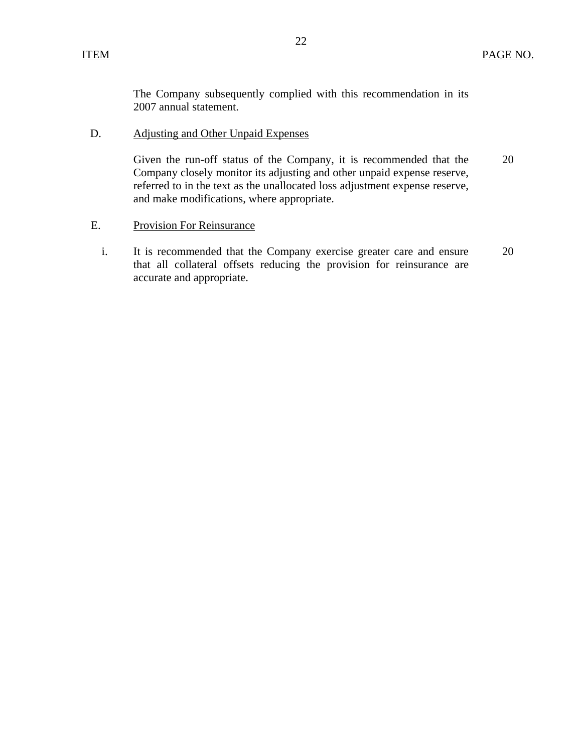| ITEM | | PAGE NO. |
|---|---|---|
| | The Company subsequently complied with this recommendation in its 2007 annual statement. | |
| D. | Adjusting and Other Unpaid Expenses | |
| | Given the run-off status of the Company, it is recommended that the Company closely monitor its adjusting and other unpaid expense reserve, referred to in the text as the unallocated loss adjustment expense reserve, and make modifications, where appropriate. | 20 |
| E. | Provision For Reinsurance | |
| i. | It is recommended that the Company exercise greater care and ensure that all collateral offsets reducing the provision for reinsurance are accurate and appropriate. | 20 |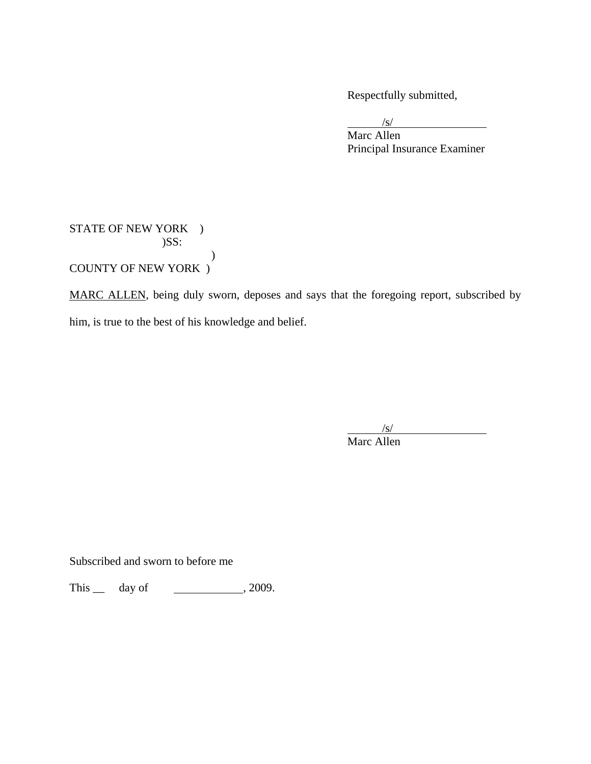Respectfully submitted,

/s/

Marc Allen

Principal Insurance Examiner

STATE OF NEW YORK )
)SS:
)
COUNTY OF NEW YORK )

<u>MARC ALLEN</u>, being duly sworn, deposes and says that the foregoing report, subscribed by him, is true to the best of his knowledge and belief.

/s/

Marc Allen

Subscribed and sworn to before me

This __ day of ____________, 2009.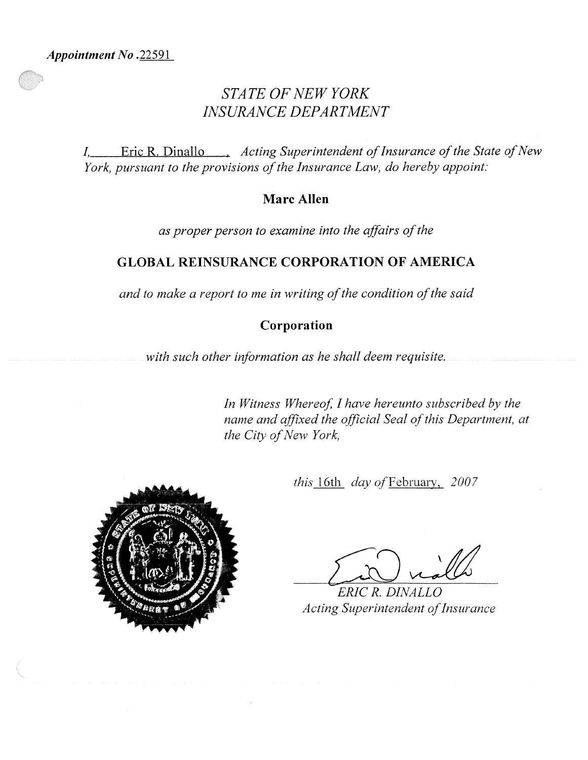*Appointment No* .22591

## *STATE OF NEW YORK*
## *INSURANCE DEPARTMENT*

*I,* Eric R. Dinallo *, Acting Superintendent of Insurance of the State of New York, pursuant to the provisions of the Insurance Law, do hereby appoint:*

**Marc Allen**

*as proper person to examine into the affairs of the*

**GLOBAL REINSURANCE CORPORATION OF AMERICA**

*and to make a report to me in writing of the condition of the said*

**Corporation**

*with such other information as he shall deem requisite.*

*In Witness Whereof, I have hereunto subscribed by the name and affixed the official Seal of this Department, at the City of New York,*

*this* 16th *day of* February, *2007*

*ERIC R. DINALLO*
*Acting Superintendent of Insurance*